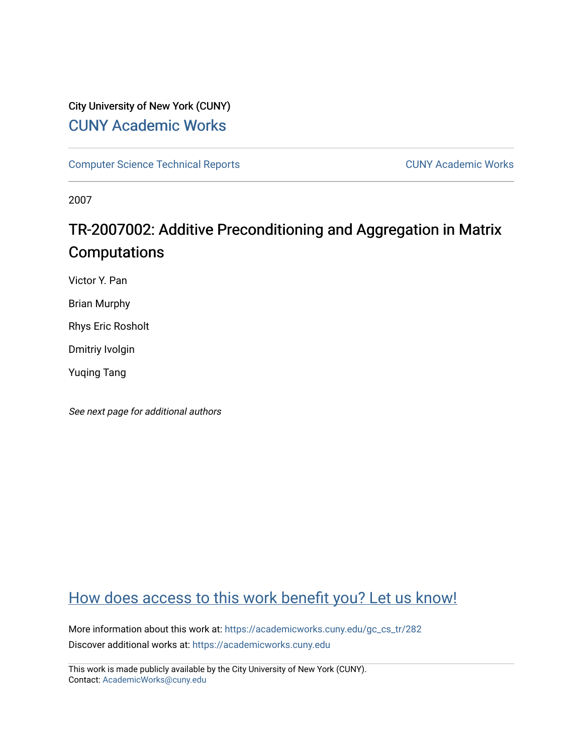City University of New York (CUNY)

CUNY Academic Works

Computer Science Technical Reports

CUNY Academic Works

2007

# TR-2007002: Additive Preconditioning and Aggregation in Matrix Computations

Victor Y. Pan

Brian Murphy

Rhys Eric Rosholt

Dmitriy Ivolgin

Yuqing Tang

*See next page for additional authors*

How does access to this work benefit you? Let us know!

More information about this work at: https://academicworks.cuny.edu/gc_cs_tr/282

Discover additional works at: https://academicworks.cuny.edu

This work is made publicly available by the City University of New York (CUNY).
Contact: AcademicWorks@cuny.edu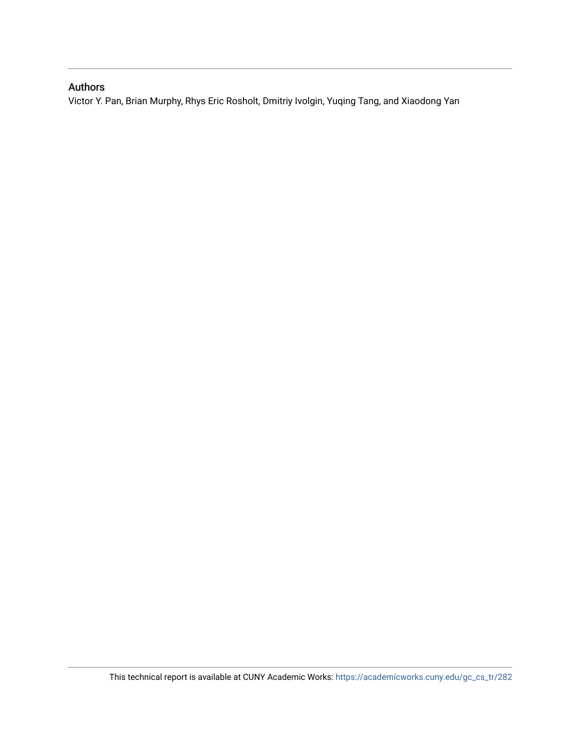## Authors

Victor Y. Pan, Brian Murphy, Rhys Eric Rosholt, Dmitriy Ivolgin, Yuqing Tang, and Xiaodong Yan

This technical report is available at CUNY Academic Works: https://academicworks.cuny.edu/gc_cs_tr/282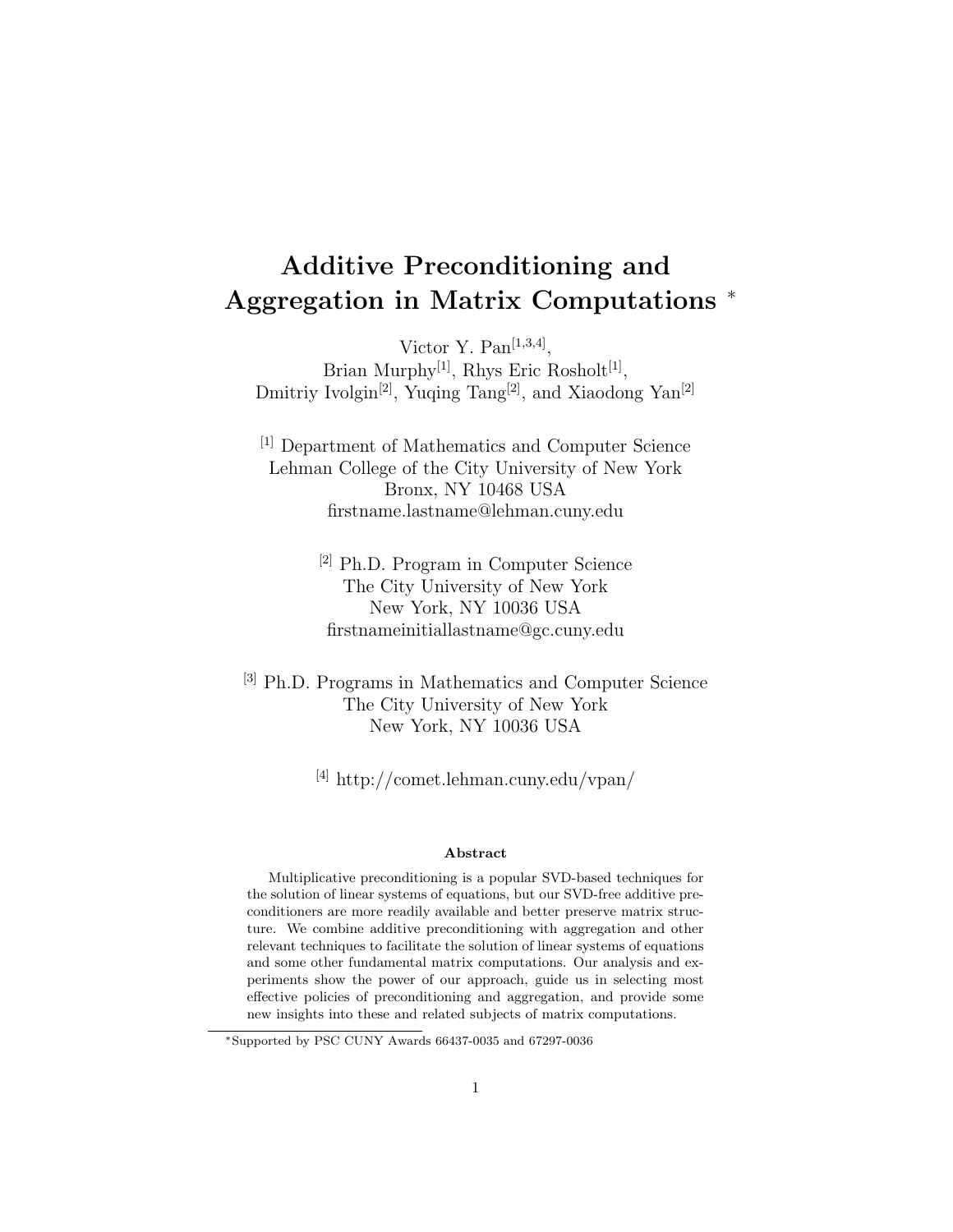# Additive Preconditioning and Aggregation in Matrix Computations *

Victor Y. Pan[1,3,4],
Brian Murphy[1], Rhys Eric Rosholt[1],
Dmitriy Ivolgin[2], Yuqing Tang[2], and Xiaodong Yan[2]

[1] Department of Mathematics and Computer Science
Lehman College of the City University of New York
Bronx, NY 10468 USA
firstname.lastname@lehman.cuny.edu

[2] Ph.D. Program in Computer Science
The City University of New York
New York, NY 10036 USA
firstnameinitiallastname@gc.cuny.edu

[3] Ph.D. Programs in Mathematics and Computer Science
The City University of New York
New York, NY 10036 USA

[4] http://comet.lehman.cuny.edu/vpan/

**Abstract**

Multiplicative preconditioning is a popular SVD-based techniques for the solution of linear systems of equations, but our SVD-free additive preconditioners are more readily available and better preserve matrix structure. We combine additive preconditioning with aggregation and other relevant techniques to facilitate the solution of linear systems of equations and some other fundamental matrix computations. Our analysis and experiments show the power of our approach, guide us in selecting most effective policies of preconditioning and aggregation, and provide some new insights into these and related subjects of matrix computations.

*Supported by PSC CUNY Awards 66437-0035 and 67297-0036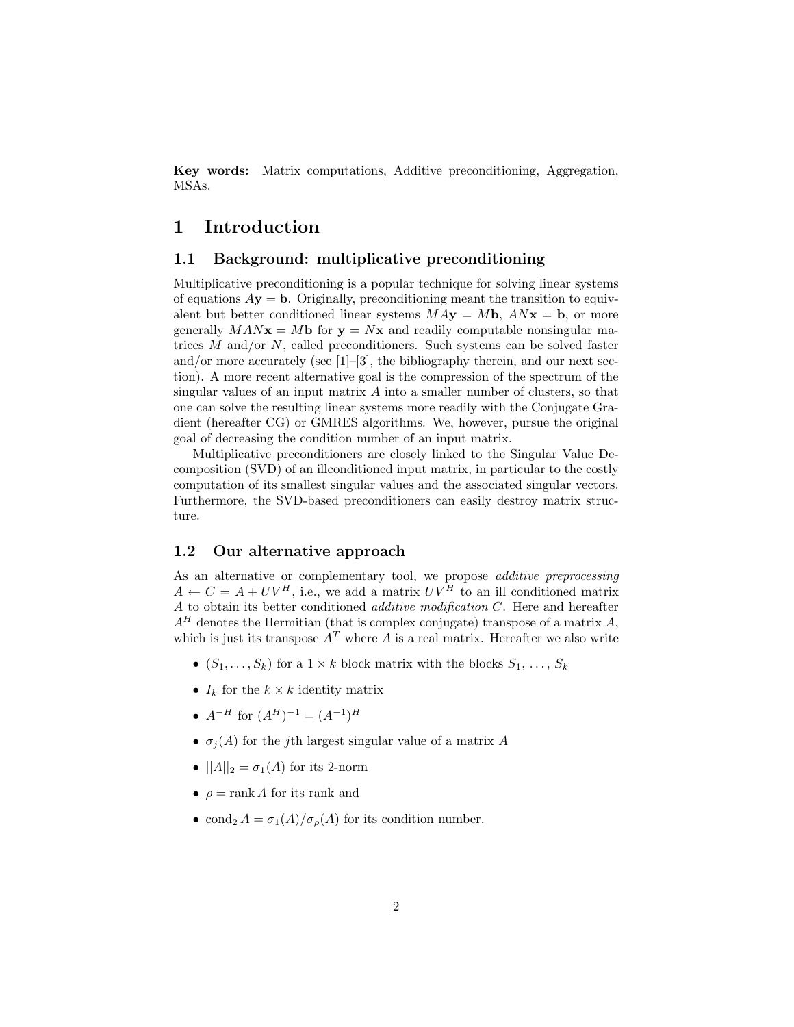**Key words:** Matrix computations, Additive preconditioning, Aggregation, MSAs.

# 1 Introduction

## 1.1 Background: multiplicative preconditioning

Multiplicative preconditioning is a popular technique for solving linear systems of equations $A\mathbf{y} = \mathbf{b}$. Originally, preconditioning meant the transition to equivalent but better conditioned linear systems $MA\mathbf{y} = M\mathbf{b}$, $AN\mathbf{x} = \mathbf{b}$, or more generally $MAN\mathbf{x} = M\mathbf{b}$ for $\mathbf{y} = N\mathbf{x}$ and readily computable nonsingular matrices $M$ and/or $N$, called preconditioners. Such systems can be solved faster and/or more accurately (see [1]–[3], the bibliography therein, and our next section). A more recent alternative goal is the compression of the spectrum of the singular values of an input matrix $A$ into a smaller number of clusters, so that one can solve the resulting linear systems more readily with the Conjugate Gradient (hereafter CG) or GMRES algorithms. We, however, pursue the original goal of decreasing the condition number of an input matrix.

Multiplicative preconditioners are closely linked to the Singular Value Decomposition (SVD) of an illconditioned input matrix, in particular to the costly computation of its smallest singular values and the associated singular vectors. Furthermore, the SVD-based preconditioners can easily destroy matrix structure.

## 1.2 Our alternative approach

As an alternative or complementary tool, we propose *additive preprocessing* $A \leftarrow C = A + UV^H$, i.e., we add a matrix $UV^H$ to an ill conditioned matrix $A$ to obtain its better conditioned *additive modification* $C$. Here and hereafter $A^H$ denotes the Hermitian (that is complex conjugate) transpose of a matrix $A$, which is just its transpose $A^T$ where $A$ is a real matrix. Hereafter we also write

- $(S_1, \ldots, S_k)$ for a $1 \times k$ block matrix with the blocks $S_1, \ldots, S_k$
- $I_k$ for the $k \times k$ identity matrix
- $A^{-H}$ for $(A^H)^{-1} = (A^{-1})^H$
- $\sigma_j(A)$ for the $j$th largest singular value of a matrix $A$
- $||A||_2 = \sigma_1(A)$ for its 2-norm
- $\rho = \operatorname{rank} A$ for its rank and
- $\operatorname{cond}_2 A = \sigma_1(A)/\sigma_\rho(A)$ for its condition number.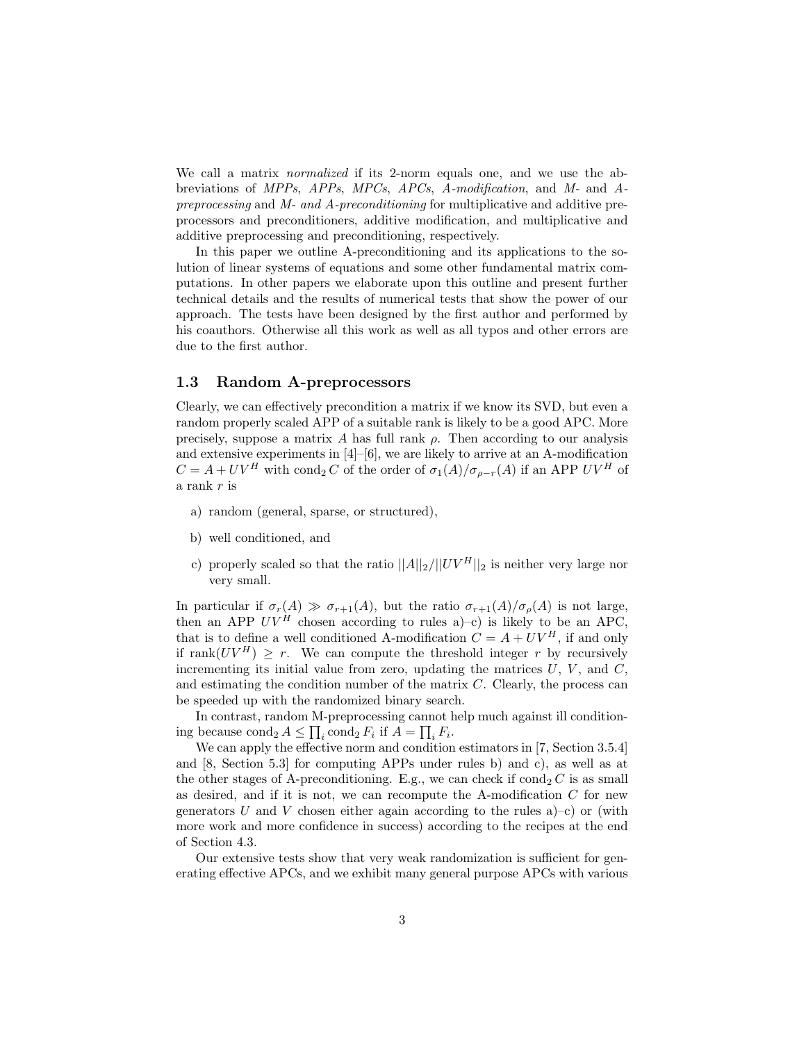We call a matrix *normalized* if its 2-norm equals one, and we use the abbreviations of *MPPs*, *APPs*, *MPCs*, *APCs*, *A-modification*, and *M-* and *A-preprocessing* and *M- and A-preconditioning* for multiplicative and additive preprocessors and preconditioners, additive modification, and multiplicative and additive preprocessing and preconditioning, respectively.

In this paper we outline A-preconditioning and its applications to the solution of linear systems of equations and some other fundamental matrix computations. In other papers we elaborate upon this outline and present further technical details and the results of numerical tests that show the power of our approach. The tests have been designed by the first author and performed by his coauthors. Otherwise all this work as well as all typos and other errors are due to the first author.

### 1.3 Random A-preprocessors

Clearly, we can effectively precondition a matrix if we know its SVD, but even a random properly scaled APP of a suitable rank is likely to be a good APC. More precisely, suppose a matrix $A$ has full rank $\rho$. Then according to our analysis and extensive experiments in [4]–[6], we are likely to arrive at an A-modification $C = A + UV^H$ with $\text{cond}_2\, C$ of the order of $\sigma_1(A)/\sigma_{\rho-r}(A)$ if an APP $UV^H$ of a rank $r$ is

a) random (general, sparse, or structured),

b) well conditioned, and

c) properly scaled so that the ratio $||A||_2/||UV^H||_2$ is neither very large nor very small.

In particular if $\sigma_r(A) \gg \sigma_{r+1}(A)$, but the ratio $\sigma_{r+1}(A)/\sigma_\rho(A)$ is not large, then an APP $UV^H$ chosen according to rules a)–c) is likely to be an APC, that is to define a well conditioned A-modification $C = A + UV^H$, if and only if $\text{rank}(UV^H) \geq r$. We can compute the threshold integer $r$ by recursively incrementing its initial value from zero, updating the matrices $U$, $V$, and $C$, and estimating the condition number of the matrix $C$. Clearly, the process can be speeded up with the randomized binary search.

In contrast, random M-preprocessing cannot help much against ill conditioning because $\text{cond}_2\, A \leq \prod_i \text{cond}_2\, F_i$ if $A = \prod_i F_i$.

We can apply the effective norm and condition estimators in [7, Section 3.5.4] and [8, Section 5.3] for computing APPs under rules b) and c), as well as at the other stages of A-preconditioning. E.g., we can check if $\text{cond}_2\, C$ is as small as desired, and if it is not, we can recompute the A-modification $C$ for new generators $U$ and $V$ chosen either again according to the rules a)–c) or (with more work and more confidence in success) according to the recipes at the end of Section 4.3.

Our extensive tests show that very weak randomization is sufficient for generating effective APCs, and we exhibit many general purpose APCs with various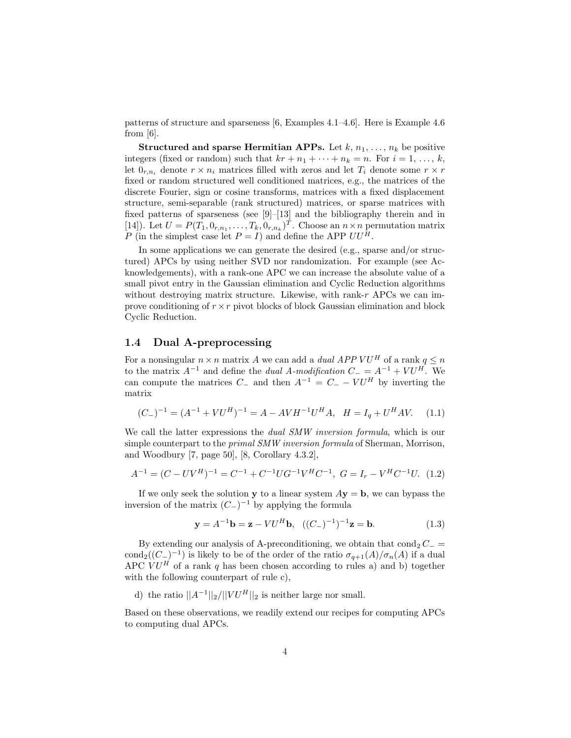patterns of structure and sparseness [6, Examples 4.1–4.6]. Here is Example 4.6 from [6].

**Structured and sparse Hermitian APPs.** Let $k$, $n_1, \ldots, n_k$ be positive integers (fixed or random) such that $kr + n_1 + \cdots + n_k = n$. For $i = 1, \ldots, k$, let $0_{r,n_i}$ denote $r \times n_i$ matrices filled with zeros and let $T_i$ denote some $r \times r$ fixed or random structured well conditioned matrices, e.g., the matrices of the discrete Fourier, sign or cosine transforms, matrices with a fixed displacement structure, semi-separable (rank structured) matrices, or sparse matrices with fixed patterns of sparseness (see [9]–[13] and the bibliography therein and in [14]). Let $U = P(T_1, 0_{r,n_1}, \ldots, T_k, 0_{r,n_k})^T$. Choose an $n \times n$ permutation matrix $P$ (in the simplest case let $P = I$) and define the APP $UU^H$.

In some applications we can generate the desired (e.g., sparse and/or structured) APCs by using neither SVD nor randomization. For example (see Acknowledgements), with a rank-one APC we can increase the absolute value of a small pivot entry in the Gaussian elimination and Cyclic Reduction algorithms without destroying matrix structure. Likewise, with rank-$r$ APCs we can improve conditioning of $r \times r$ pivot blocks of block Gaussian elimination and block Cyclic Reduction.

### 1.4 Dual A-preprocessing

For a nonsingular $n \times n$ matrix $A$ we can add a *dual APP* $VU^H$ of a rank $q \leq n$ to the matrix $A^{-1}$ and define the *dual A-modification* $C_- = A^{-1} + VU^H$. We can compute the matrices $C_-$ and then $A^{-1} = C_- - VU^H$ by inverting the matrix

$$(C_-)^{-1} = (A^{-1} + VU^H)^{-1} = A - AVH^{-1}U^H A, \quad H = I_q + U^H AV. \tag{1.1}$$

We call the latter expressions the *dual SMW inversion formula*, which is our simple counterpart to the *primal SMW inversion formula* of Sherman, Morrison, and Woodbury [7, page 50], [8, Corollary 4.3.2],

$$A^{-1} = (C - UV^H)^{-1} = C^{-1} + C^{-1}UG^{-1}V^H C^{-1}, \; G = I_r - V^H C^{-1} U. \tag{1.2}$$

If we only seek the solution $\mathbf{y}$ to a linear system $A\mathbf{y} = \mathbf{b}$, we can bypass the inversion of the matrix $(C_-)^{-1}$ by applying the formula

$$\mathbf{y} = A^{-1}\mathbf{b} = \mathbf{z} - VU^H\mathbf{b}, \quad ((C_-)^{-1})^{-1}\mathbf{z} = \mathbf{b}. \tag{1.3}$$

By extending our analysis of A-preconditioning, we obtain that $\text{cond}_2\, C_- = \text{cond}_2((C_-)^{-1})$ is likely to be of the order of the ratio $\sigma_{q+1}(A)/\sigma_n(A)$ if a dual APC $VU^H$ of a rank $q$ has been chosen according to rules a) and b) together with the following counterpart of rule c),

d) the ratio $||A^{-1}||_2/||VU^H||_2$ is neither large nor small.

Based on these observations, we readily extend our recipes for computing APCs to computing dual APCs.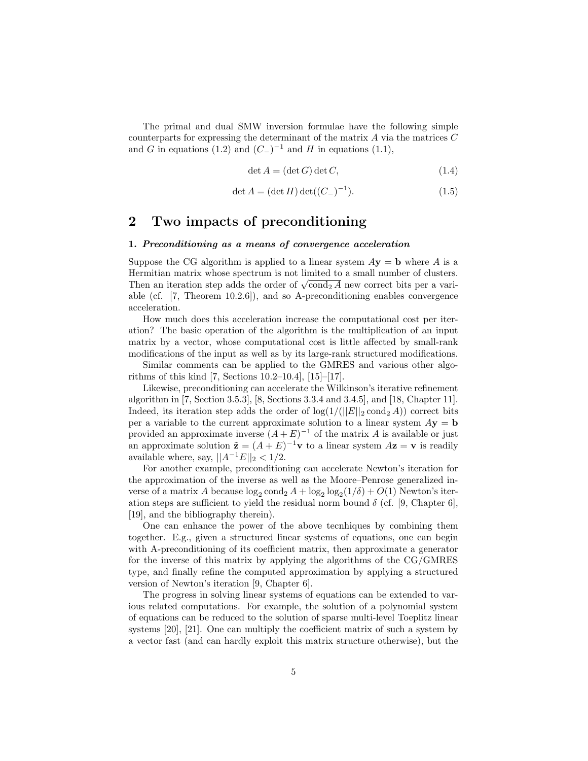The primal and dual SMW inversion formulae have the following simple counterparts for expressing the determinant of the matrix $A$ via the matrices $C$ and $G$ in equations (1.2) and $(C_-)^{-1}$ and $H$ in equations (1.1),

$$\det A = (\det G) \det C, \tag{1.4}$$

$$\det A = (\det H) \det((C_-)^{-1}). \tag{1.5}$$

## 2 Two impacts of preconditioning

**1. *Preconditioning as a means of convergence acceleration***

Suppose the CG algorithm is applied to a linear system $A\mathbf{y} = \mathbf{b}$ where $A$ is a Hermitian matrix whose spectrum is not limited to a small number of clusters. Then an iteration step adds the order of $\sqrt{\text{cond}_2 A}$ new correct bits per a variable (cf. [7, Theorem 10.2.6]), and so A-preconditioning enables convergence acceleration.

How much does this acceleration increase the computational cost per iteration? The basic operation of the algorithm is the multiplication of an input matrix by a vector, whose computational cost is little affected by small-rank modifications of the input as well as by its large-rank structured modifications.

Similar comments can be applied to the GMRES and various other algorithms of this kind [7, Sections 10.2–10.4], [15]–[17].

Likewise, preconditioning can accelerate the Wilkinson's iterative refinement algorithm in [7, Section 3.5.3], [8, Sections 3.3.4 and 3.4.5], and [18, Chapter 11]. Indeed, its iteration step adds the order of $\log(1/(||E||_2 \,\text{cond}_2 A))$ correct bits per a variable to the current approximate solution to a linear system $A\mathbf{y} = \mathbf{b}$ provided an approximate inverse $(A+E)^{-1}$ of the matrix $A$ is available or just an approximate solution $\tilde{\mathbf{z}} = (A+E)^{-1}\mathbf{v}$ to a linear system $A\mathbf{z} = \mathbf{v}$ is readily available where, say, $||A^{-1}E||_2 < 1/2$.

For another example, preconditioning can accelerate Newton's iteration for the approximation of the inverse as well as the Moore–Penrose generalized inverse of a matrix $A$ because $\log_2 \text{cond}_2 A + \log_2 \log_2(1/\delta) + O(1)$ Newton's iteration steps are sufficient to yield the residual norm bound $\delta$ (cf. [9, Chapter 6], [19], and the bibliography therein).

One can enhance the power of the above tecnhiques by combining them together. E.g., given a structured linear systems of equations, one can begin with A-preconditioning of its coefficient matrix, then approximate a generator for the inverse of this matrix by applying the algorithms of the CG/GMRES type, and finally refine the computed approximation by applying a structured version of Newton's iteration [9, Chapter 6].

The progress in solving linear systems of equations can be extended to various related computations. For example, the solution of a polynomial system of equations can be reduced to the solution of sparse multi-level Toeplitz linear systems [20], [21]. One can multiply the coefficient matrix of such a system by a vector fast (and can hardly exploit this matrix structure otherwise), but the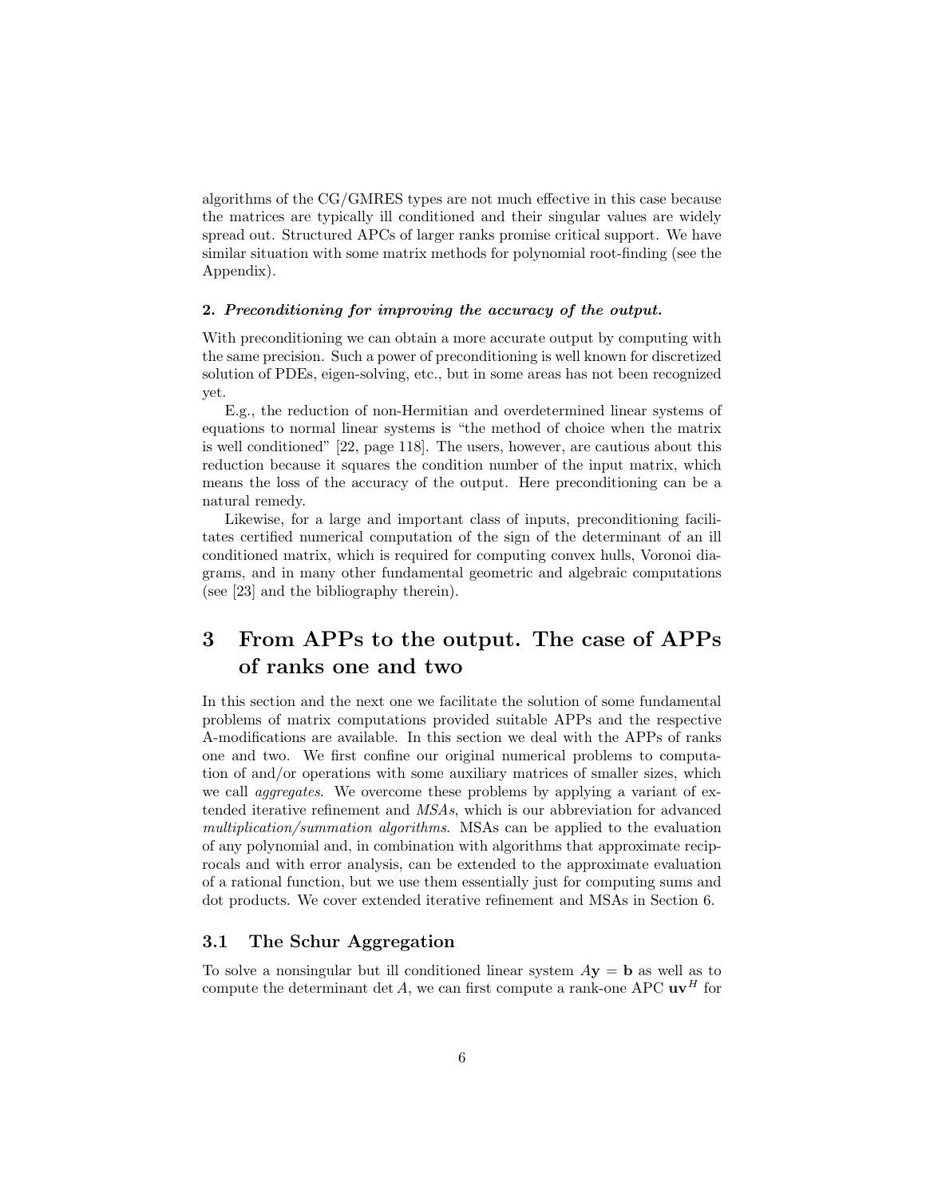algorithms of the CG/GMRES types are not much effective in this case because the matrices are typically ill conditioned and their singular values are widely spread out. Structured APCs of larger ranks promise critical support. We have similar situation with some matrix methods for polynomial root-finding (see the Appendix).

**2. *Preconditioning for improving the accuracy of the output.***

With preconditioning we can obtain a more accurate output by computing with the same precision. Such a power of preconditioning is well known for discretized solution of PDEs, eigen-solving, etc., but in some areas has not been recognized yet.

E.g., the reduction of non-Hermitian and overdetermined linear systems of equations to normal linear systems is "the method of choice when the matrix is well conditioned" [22, page 118]. The users, however, are cautious about this reduction because it squares the condition number of the input matrix, which means the loss of the accuracy of the output. Here preconditioning can be a natural remedy.

Likewise, for a large and important class of inputs, preconditioning facilitates certified numerical computation of the sign of the determinant of an ill conditioned matrix, which is required for computing convex hulls, Voronoi diagrams, and in many other fundamental geometric and algebraic computations (see [23] and the bibliography therein).

# 3 From APPs to the output. The case of APPs of ranks one and two

In this section and the next one we facilitate the solution of some fundamental problems of matrix computations provided suitable APPs and the respective A-modifications are available. In this section we deal with the APPs of ranks one and two. We first confine our original numerical problems to computation of and/or operations with some auxiliary matrices of smaller sizes, which we call *aggregates*. We overcome these problems by applying a variant of extended iterative refinement and *MSAs*, which is our abbreviation for advanced *multiplication/summation algorithms*. MSAs can be applied to the evaluation of any polynomial and, in combination with algorithms that approximate reciprocals and with error analysis, can be extended to the approximate evaluation of a rational function, but we use them essentially just for computing sums and dot products. We cover extended iterative refinement and MSAs in Section 6.

## 3.1 The Schur Aggregation

To solve a nonsingular but ill conditioned linear system $A\mathbf{y} = \mathbf{b}$ as well as to compute the determinant $\det A$, we can first compute a rank-one APC $\mathbf{u}\mathbf{v}^H$ for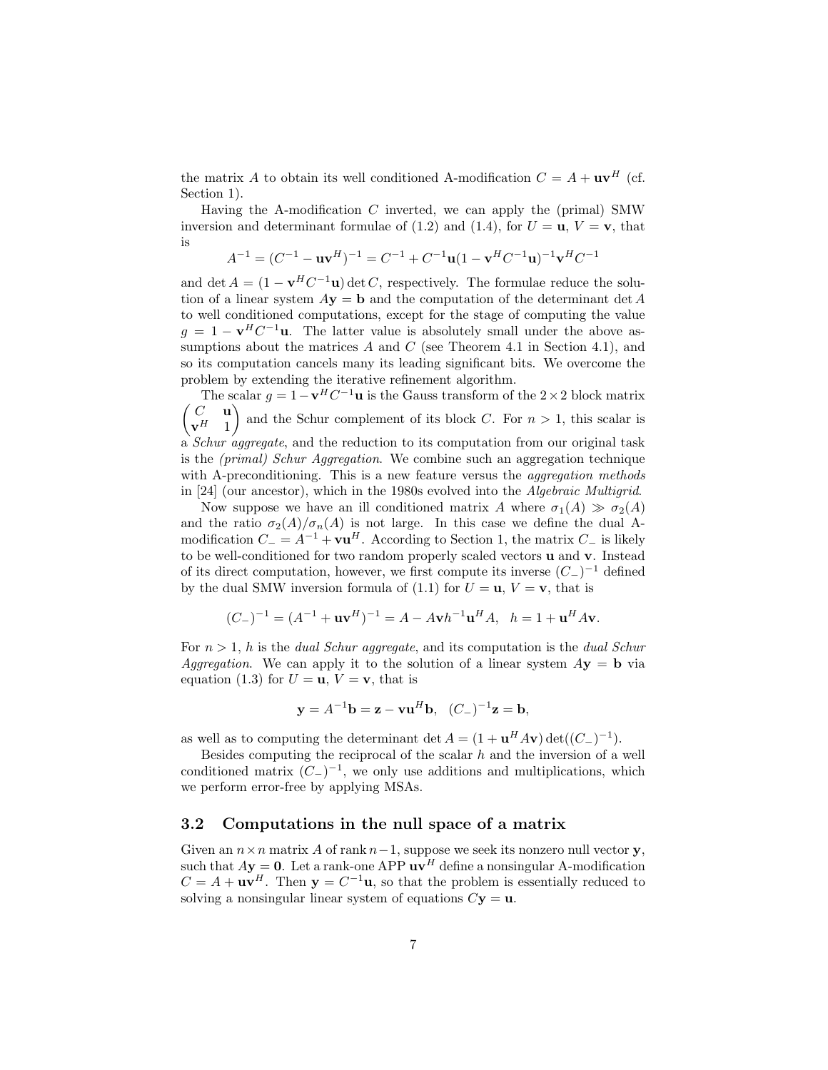the matrix $A$ to obtain its well conditioned A-modification $C = A + \mathbf{u}\mathbf{v}^H$ (cf. Section 1).

Having the A-modification $C$ inverted, we can apply the (primal) SMW inversion and determinant formulae of (1.2) and (1.4), for $U = \mathbf{u}$, $V = \mathbf{v}$, that is

$$A^{-1} = (C^{-1} - \mathbf{u}\mathbf{v}^H)^{-1} = C^{-1} + C^{-1}\mathbf{u}(1 - \mathbf{v}^H C^{-1}\mathbf{u})^{-1}\mathbf{v}^H C^{-1}$$

and $\det A = (1 - \mathbf{v}^H C^{-1}\mathbf{u}) \det C$, respectively. The formulae reduce the solution of a linear system $A\mathbf{y} = \mathbf{b}$ and the computation of the determinant $\det A$ to well conditioned computations, except for the stage of computing the value $g = 1 - \mathbf{v}^H C^{-1}\mathbf{u}$. The latter value is absolutely small under the above assumptions about the matrices $A$ and $C$ (see Theorem 4.1 in Section 4.1), and so its computation cancels many its leading significant bits. We overcome the problem by extending the iterative refinement algorithm.

The scalar $g = 1 - \mathbf{v}^H C^{-1}\mathbf{u}$ is the Gauss transform of the $2 \times 2$ block matrix $\begin{pmatrix} C & \mathbf{u} \\ \mathbf{v}^H & 1 \end{pmatrix}$ and the Schur complement of its block $C$. For $n > 1$, this scalar is a *Schur aggregate*, and the reduction to its computation from our original task is the *(primal) Schur Aggregation*. We combine such an aggregation technique with A-preconditioning. This is a new feature versus the *aggregation methods* in [24] (our ancestor), which in the 1980s evolved into the *Algebraic Multigrid*.

Now suppose we have an ill conditioned matrix $A$ where $\sigma_1(A) \gg \sigma_2(A)$ and the ratio $\sigma_2(A)/\sigma_n(A)$ is not large. In this case we define the dual A-modification $C_- = A^{-1} + \mathbf{v}\mathbf{u}^H$. According to Section 1, the matrix $C_-$ is likely to be well-conditioned for two random properly scaled vectors $\mathbf{u}$ and $\mathbf{v}$. Instead of its direct computation, however, we first compute its inverse $(C_-)^{-1}$ defined by the dual SMW inversion formula of (1.1) for $U = \mathbf{u}$, $V = \mathbf{v}$, that is

$$(C_-)^{-1} = (A^{-1} + \mathbf{u}\mathbf{v}^H)^{-1} = A - A\mathbf{v}h^{-1}\mathbf{u}^H A, \quad h = 1 + \mathbf{u}^H A\mathbf{v}.$$

For $n > 1$, $h$ is the *dual Schur aggregate*, and its computation is the *dual Schur Aggregation*. We can apply it to the solution of a linear system $A\mathbf{y} = \mathbf{b}$ via equation (1.3) for $U = \mathbf{u}$, $V = \mathbf{v}$, that is

$$\mathbf{y} = A^{-1}\mathbf{b} = \mathbf{z} - \mathbf{v}\mathbf{u}^H\mathbf{b}, \quad (C_-)^{-1}\mathbf{z} = \mathbf{b},$$

as well as to computing the determinant $\det A = (1 + \mathbf{u}^H A\mathbf{v}) \det((C_-)^{-1})$.

Besides computing the reciprocal of the scalar $h$ and the inversion of a well conditioned matrix $(C_-)^{-1}$, we only use additions and multiplications, which we perform error-free by applying MSAs.

## 3.2 Computations in the null space of a matrix

Given an $n \times n$ matrix $A$ of rank $n-1$, suppose we seek its nonzero null vector $\mathbf{y}$, such that $A\mathbf{y} = \mathbf{0}$. Let a rank-one APP $\mathbf{u}\mathbf{v}^H$ define a nonsingular A-modification $C = A + \mathbf{u}\mathbf{v}^H$. Then $\mathbf{y} = C^{-1}\mathbf{u}$, so that the problem is essentially reduced to solving a nonsingular linear system of equations $C\mathbf{y} = \mathbf{u}$.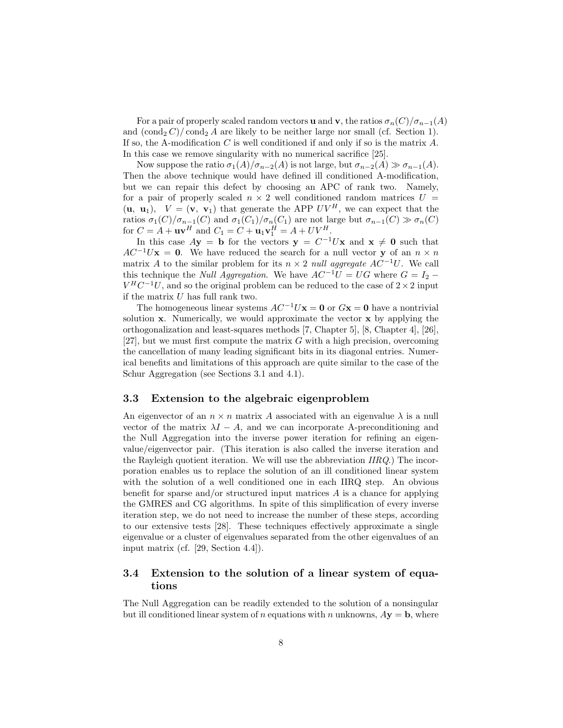For a pair of properly scaled random vectors $\mathbf{u}$ and $\mathbf{v}$, the ratios $\sigma_n(C)/\sigma_{n-1}(A)$ and $(\text{cond}_2\, C)/\,\text{cond}_2\, A$ are likely to be neither large nor small (cf. Section 1). If so, the A-modification $C$ is well conditioned if and only if so is the matrix $A$. In this case we remove singularity with no numerical sacrifice [25].

Now suppose the ratio $\sigma_1(A)/\sigma_{n-2}(A)$ is not large, but $\sigma_{n-2}(A) \gg \sigma_{n-1}(A)$. Then the above technique would have defined ill conditioned A-modification, but we can repair this defect by choosing an APC of rank two. Namely, for a pair of properly scaled $n \times 2$ well conditioned random matrices $U = (\mathbf{u},\ \mathbf{u}_1)$, $\ V = (\mathbf{v},\ \mathbf{v}_1)$ that generate the APP $UV^H$, we can expect that the ratios $\sigma_1(C)/\sigma_{n-1}(C)$ and $\sigma_1(C_1)/\sigma_n(C_1)$ are not large but $\sigma_{n-1}(C) \gg \sigma_n(C)$ for $C = A + \mathbf{u}\mathbf{v}^H$ and $C_1 = C + \mathbf{u}_1\mathbf{v}_1^H = A + UV^H$.

In this case $A\mathbf{y} = \mathbf{b}$ for the vectors $\mathbf{y} = C^{-1}U\mathbf{x}$ and $\mathbf{x} \neq \mathbf{0}$ such that $AC^{-1}U\mathbf{x} = \mathbf{0}$. We have reduced the search for a null vector $\mathbf{y}$ of an $n \times n$ matrix $A$ to the similar problem for its $n \times 2$ *null aggregate* $AC^{-1}U$. We call this technique the *Null Aggregation*. We have $AC^{-1}U = UG$ where $G = I_2 - V^H C^{-1} U$, and so the original problem can be reduced to the case of $2 \times 2$ input if the matrix $U$ has full rank two.

The homogeneous linear systems $AC^{-1}U\mathbf{x} = \mathbf{0}$ or $G\mathbf{x} = \mathbf{0}$ have a nontrivial solution $\mathbf{x}$. Numerically, we would approximate the vector $\mathbf{x}$ by applying the orthogonalization and least-squares methods [7, Chapter 5], [8, Chapter 4], [26], [27], but we must first compute the matrix $G$ with a high precision, overcoming the cancellation of many leading significant bits in its diagonal entries. Numerical benefits and limitations of this approach are quite similar to the case of the Schur Aggregation (see Sections 3.1 and 4.1).

### 3.3 Extension to the algebraic eigenproblem

An eigenvector of an $n \times n$ matrix $A$ associated with an eigenvalue $\lambda$ is a null vector of the matrix $\lambda I - A$, and we can incorporate A-preconditioning and the Null Aggregation into the inverse power iteration for refining an eigenvalue/eigenvector pair. (This iteration is also called the inverse iteration and the Rayleigh quotient iteration. We will use the abbreviation *IIRQ*.) The incorporation enables us to replace the solution of an ill conditioned linear system with the solution of a well conditioned one in each IIRQ step. An obvious benefit for sparse and/or structured input matrices $A$ is a chance for applying the GMRES and CG algorithms. In spite of this simplification of every inverse iteration step, we do not need to increase the number of these steps, according to our extensive tests [28]. These techniques effectively approximate a single eigenvalue or a cluster of eigenvalues separated from the other eigenvalues of an input matrix (cf. [29, Section 4.4]).

### 3.4 Extension to the solution of a linear system of equations

The Null Aggregation can be readily extended to the solution of a nonsingular but ill conditioned linear system of $n$ equations with $n$ unknowns, $A\mathbf{y} = \mathbf{b}$, where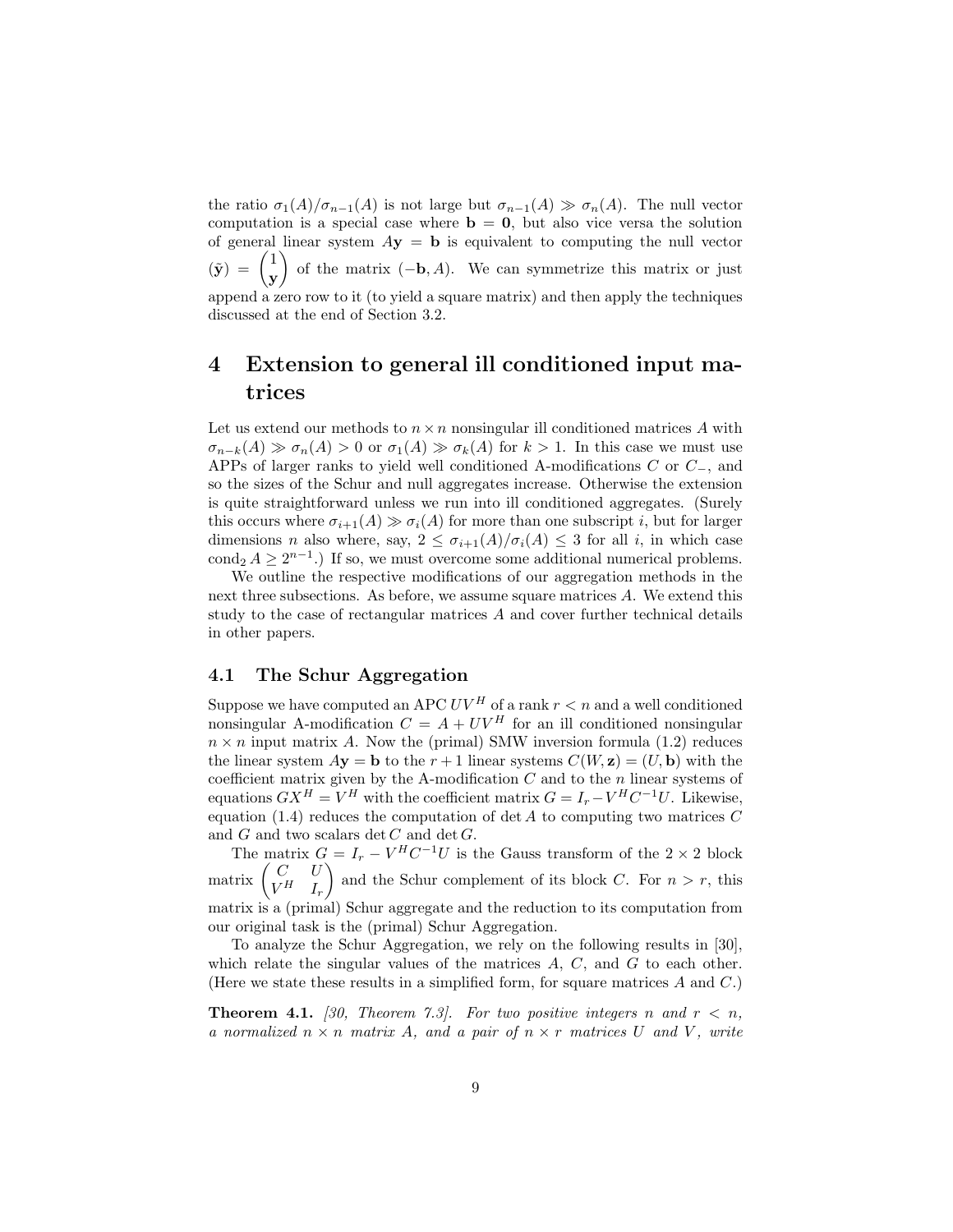the ratio $\sigma_1(A)/\sigma_{n-1}(A)$ is not large but $\sigma_{n-1}(A) \gg \sigma_n(A)$. The null vector computation is a special case where $\mathbf{b} = \mathbf{0}$, but also vice versa the solution of general linear system $A\mathbf{y} = \mathbf{b}$ is equivalent to computing the null vector $(\tilde{\mathbf{y}}) = \begin{pmatrix} 1 \\ \mathbf{y} \end{pmatrix}$ of the matrix $(-\mathbf{b}, A)$. We can symmetrize this matrix or just append a zero row to it (to yield a square matrix) and then apply the techniques discussed at the end of Section 3.2.

# 4 Extension to general ill conditioned input matrices

Let us extend our methods to $n \times n$ nonsingular ill conditioned matrices $A$ with $\sigma_{n-k}(A) \gg \sigma_n(A) > 0$ or $\sigma_1(A) \gg \sigma_k(A)$ for $k > 1$. In this case we must use APPs of larger ranks to yield well conditioned A-modifications $C$ or $C_-$, and so the sizes of the Schur and null aggregates increase. Otherwise the extension is quite straightforward unless we run into ill conditioned aggregates. (Surely this occurs where $\sigma_{i+1}(A) \gg \sigma_i(A)$ for more than one subscript $i$, but for larger dimensions $n$ also where, say, $2 \leq \sigma_{i+1}(A)/\sigma_i(A) \leq 3$ for all $i$, in which case $\text{cond}_2 A \geq 2^{n-1}$.) If so, we must overcome some additional numerical problems.

We outline the respective modifications of our aggregation methods in the next three subsections. As before, we assume square matrices $A$. We extend this study to the case of rectangular matrices $A$ and cover further technical details in other papers.

## 4.1 The Schur Aggregation

Suppose we have computed an APC $UV^H$ of a rank $r < n$ and a well conditioned nonsingular A-modification $C = A + UV^H$ for an ill conditioned nonsingular $n \times n$ input matrix $A$. Now the (primal) SMW inversion formula (1.2) reduces the linear system $A\mathbf{y} = \mathbf{b}$ to the $r + 1$ linear systems $C(W, \mathbf{z}) = (U, \mathbf{b})$ with the coefficient matrix given by the A-modification $C$ and to the $n$ linear systems of equations $GX^H = V^H$ with the coefficient matrix $G = I_r - V^H C^{-1} U$. Likewise, equation (1.4) reduces the computation of $\det A$ to computing two matrices $C$ and $G$ and two scalars $\det C$ and $\det G$.

The matrix $G = I_r - V^H C^{-1} U$ is the Gauss transform of the $2 \times 2$ block matrix $\begin{pmatrix} C & U \\ V^H & I_r \end{pmatrix}$ and the Schur complement of its block $C$. For $n > r$, this matrix is a (primal) Schur aggregate and the reduction to its computation from our original task is the (primal) Schur Aggregation.

To analyze the Schur Aggregation, we rely on the following results in [30], which relate the singular values of the matrices $A$, $C$, and $G$ to each other. (Here we state these results in a simplified form, for square matrices $A$ and $C$.)

**Theorem 4.1.** *[30, Theorem 7.3]. For two positive integers $n$ and $r < n$, a normalized $n \times n$ matrix $A$, and a pair of $n \times r$ matrices $U$ and $V$, write*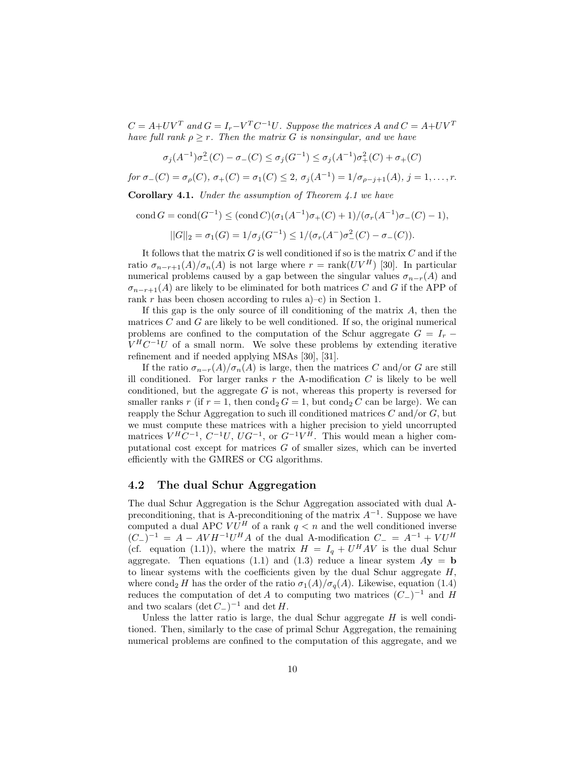*$C = A+UV^T$ and $G = I_r - V^T C^{-1} U$. Suppose the matrices $A$ and $C = A+UV^T$ have full rank $\rho \geq r$. Then the matrix $G$ is nonsingular, and we have*

$$\sigma_j(A^{-1})\sigma_-^2(C) - \sigma_-(C) \leq \sigma_j(G^{-1}) \leq \sigma_j(A^{-1})\sigma_+^2(C) + \sigma_+(C)$$

*for $\sigma_-(C) = \sigma_\rho(C)$, $\sigma_+(C) = \sigma_1(C) \leq 2$, $\sigma_j(A^{-1}) = 1/\sigma_{\rho-j+1}(A)$, $j = 1, \ldots, r$.*

**Corollary 4.1.** *Under the assumption of Theorem 4.1 we have*

$$\operatorname{cond} G = \operatorname{cond}(G^{-1}) \leq (\operatorname{cond} C)(\sigma_1(A^{-1})\sigma_+(C) + 1)/(\sigma_r(A^{-1})\sigma_-(C) - 1),$$

$$||G||_2 = \sigma_1(G) = 1/\sigma_j(G^{-1}) \leq 1/(\sigma_r(A^-)\sigma_-^2(C) - \sigma_-(C)).$$

It follows that the matrix $G$ is well conditioned if so is the matrix $C$ and if the ratio $\sigma_{n-r+1}(A)/\sigma_n(A)$ is not large where $r = \operatorname{rank}(UV^H)$ [30]. In particular numerical problems caused by a gap between the singular values $\sigma_{n-r}(A)$ and $\sigma_{n-r+1}(A)$ are likely to be eliminated for both matrices $C$ and $G$ if the APP of rank $r$ has been chosen according to rules a)–c) in Section 1.

If this gap is the only source of ill conditioning of the matrix $A$, then the matrices $C$ and $G$ are likely to be well conditioned. If so, the original numerical problems are confined to the computation of the Schur aggregate $G = I_r - V^H C^{-1} U$ of a small norm. We solve these problems by extending iterative refinement and if needed applying MSAs [30], [31].

If the ratio $\sigma_{n-r}(A)/\sigma_n(A)$ is large, then the matrices $C$ and/or $G$ are still ill conditioned. For larger ranks $r$ the A-modification $C$ is likely to be well conditioned, but the aggregate $G$ is not, whereas this property is reversed for smaller ranks $r$ (if $r = 1$, then $\operatorname{cond}_2 G = 1$, but $\operatorname{cond}_2 C$ can be large). We can reapply the Schur Aggregation to such ill conditioned matrices $C$ and/or $G$, but we must compute these matrices with a higher precision to yield uncorrupted matrices $V^H C^{-1}$, $C^{-1}U$, $UG^{-1}$, or $G^{-1}V^H$. This would mean a higher computational cost except for matrices $G$ of smaller sizes, which can be inverted efficiently with the GMRES or CG algorithms.

## 4.2 The dual Schur Aggregation

The dual Schur Aggregation is the Schur Aggregation associated with dual A-preconditioning, that is A-preconditioning of the matrix $A^{-1}$. Suppose we have computed a dual APC $VU^H$ of a rank $q < n$ and the well conditioned inverse $(C_-)^{-1} = A - AVH^{-1}U^H A$ of the dual A-modification $C_- = A^{-1} + VU^H$ (cf. equation (1.1)), where the matrix $H = I_q + U^H AV$ is the dual Schur aggregate. Then equations (1.1) and (1.3) reduce a linear system $A\mathbf{y} = \mathbf{b}$ to linear systems with the coefficients given by the dual Schur aggregate $H$, where $\operatorname{cond}_2 H$ has the order of the ratio $\sigma_1(A)/\sigma_q(A)$. Likewise, equation (1.4) reduces the computation of $\det A$ to computing two matrices $(C_-)^{-1}$ and $H$ and two scalars $(\det C_-)^{-1}$ and $\det H$.

Unless the latter ratio is large, the dual Schur aggregate $H$ is well conditioned. Then, similarly to the case of primal Schur Aggregation, the remaining numerical problems are confined to the computation of this aggregate, and we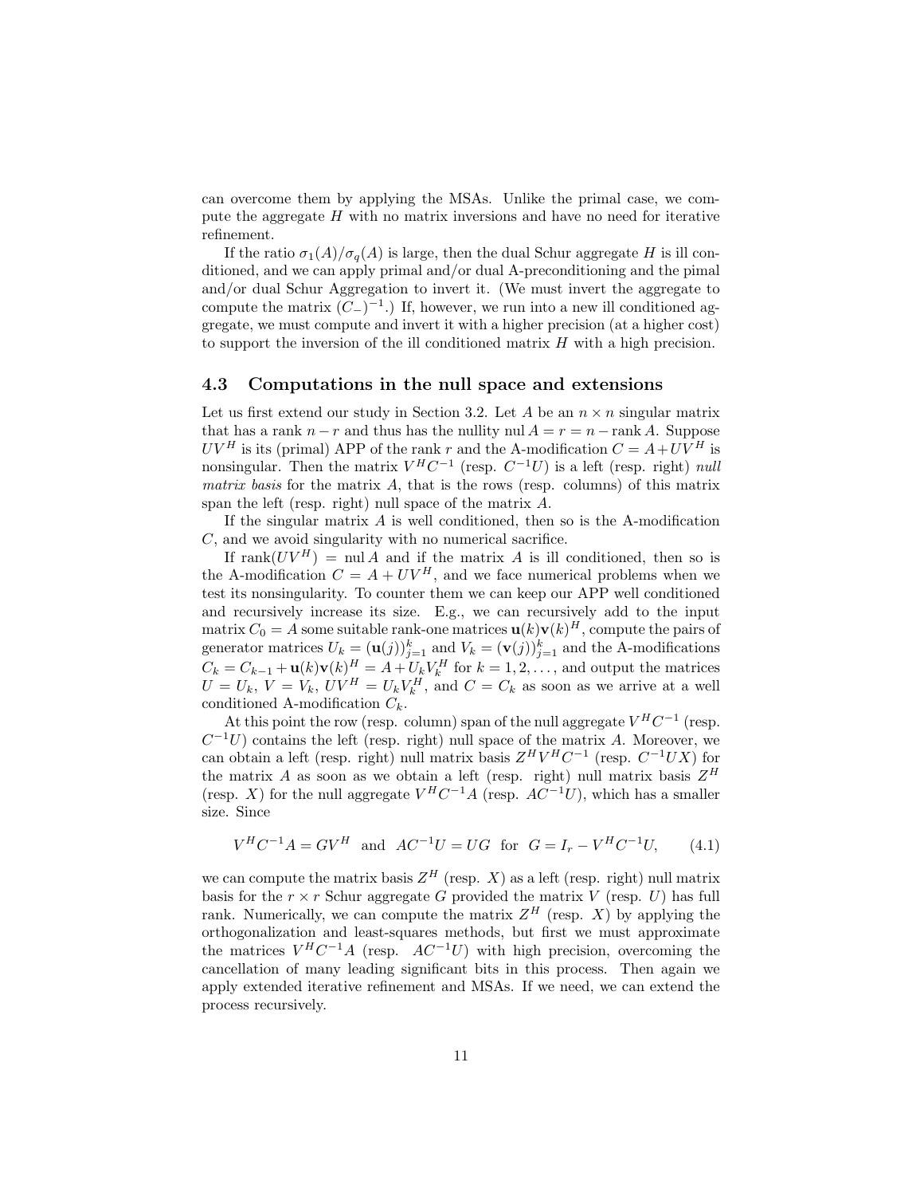can overcome them by applying the MSAs. Unlike the primal case, we compute the aggregate $H$ with no matrix inversions and have no need for iterative refinement.

If the ratio $\sigma_1(A)/\sigma_q(A)$ is large, then the dual Schur aggregate $H$ is ill conditioned, and we can apply primal and/or dual A-preconditioning and the pimal and/or dual Schur Aggregation to invert it. (We must invert the aggregate to compute the matrix $(C_-)^{-1}$.) If, however, we run into a new ill conditioned aggregate, we must compute and invert it with a higher precision (at a higher cost) to support the inversion of the ill conditioned matrix $H$ with a high precision.

### 4.3 Computations in the null space and extensions

Let us first extend our study in Section 3.2. Let $A$ be an $n \times n$ singular matrix that has a rank $n-r$ and thus has the nullity $\operatorname{nul} A = r = n - \operatorname{rank} A$. Suppose $UV^H$ is its (primal) APP of the rank $r$ and the A-modification $C = A + UV^H$ is nonsingular. Then the matrix $V^H C^{-1}$ (resp. $C^{-1}U$) is a left (resp. right) *null matrix basis* for the matrix $A$, that is the rows (resp. columns) of this matrix span the left (resp. right) null space of the matrix $A$.

If the singular matrix $A$ is well conditioned, then so is the A-modification $C$, and we avoid singularity with no numerical sacrifice.

If $\operatorname{rank}(UV^H) = \operatorname{nul} A$ and if the matrix $A$ is ill conditioned, then so is the A-modification $C = A + UV^H$, and we face numerical problems when we test its nonsingularity. To counter them we can keep our APP well conditioned and recursively increase its size. E.g., we can recursively add to the input matrix $C_0 = A$ some suitable rank-one matrices $\mathbf{u}(k)\mathbf{v}(k)^H$, compute the pairs of generator matrices $U_k = (\mathbf{u}(j))_{j=1}^k$ and $V_k = (\mathbf{v}(j))_{j=1}^k$ and the A-modifications $C_k = C_{k-1} + \mathbf{u}(k)\mathbf{v}(k)^H = A + U_k V_k^H$ for $k = 1, 2, \ldots$, and output the matrices $U = U_k$, $V = V_k$, $UV^H = U_k V_k^H$, and $C = C_k$ as soon as we arrive at a well conditioned A-modification $C_k$.

At this point the row (resp. column) span of the null aggregate $V^H C^{-1}$ (resp. $C^{-1}U$) contains the left (resp. right) null space of the matrix $A$. Moreover, we can obtain a left (resp. right) null matrix basis $Z^H V^H C^{-1}$ (resp. $C^{-1}UX$) for the matrix $A$ as soon as we obtain a left (resp. right) null matrix basis $Z^H$ (resp. $X$) for the null aggregate $V^H C^{-1} A$ (resp. $AC^{-1}U$), which has a smaller size. Since

$$V^H C^{-1} A = G V^H \quad \text{and} \quad AC^{-1}U = UG \quad \text{for} \quad G = I_r - V^H C^{-1} U, \tag{4.1}$$

we can compute the matrix basis $Z^H$ (resp. $X$) as a left (resp. right) null matrix basis for the $r \times r$ Schur aggregate $G$ provided the matrix $V$ (resp. $U$) has full rank. Numerically, we can compute the matrix $Z^H$ (resp. $X$) by applying the orthogonalization and least-squares methods, but first we must approximate the matrices $V^H C^{-1} A$ (resp. $AC^{-1}U$) with high precision, overcoming the cancellation of many leading significant bits in this process. Then again we apply extended iterative refinement and MSAs. If we need, we can extend the process recursively.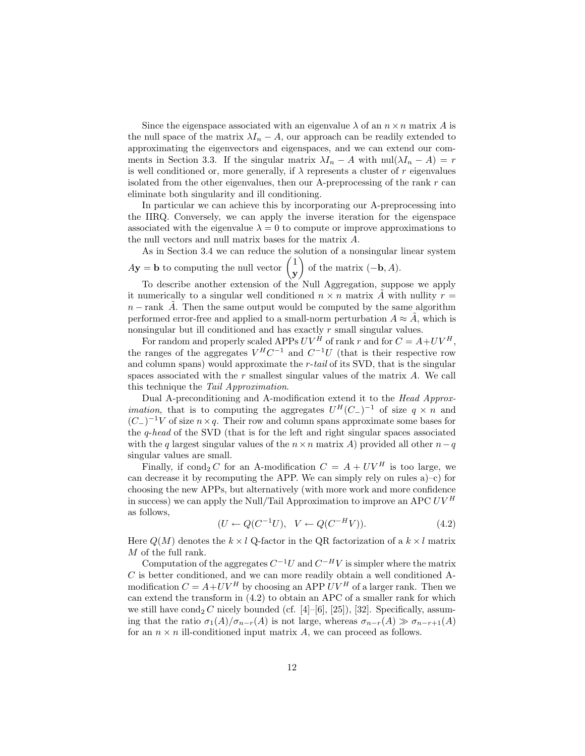Since the eigenspace associated with an eigenvalue $\lambda$ of an $n \times n$ matrix $A$ is the null space of the matrix $\lambda I_n - A$, our approach can be readily extended to approximating the eigenvectors and eigenspaces, and we can extend our comments in Section 3.3. If the singular matrix $\lambda I_n - A$ with $\text{nul}(\lambda I_n - A) = r$ is well conditioned or, more generally, if $\lambda$ represents a cluster of $r$ eigenvalues isolated from the other eigenvalues, then our A-preprocessing of the rank $r$ can eliminate both singularity and ill conditioning.

In particular we can achieve this by incorporating our A-preprocessing into the IIRQ. Conversely, we can apply the inverse iteration for the eigenspace associated with the eigenvalue $\lambda = 0$ to compute or improve approximations to the null vectors and null matrix bases for the matrix $A$.

As in Section 3.4 we can reduce the solution of a nonsingular linear system $A\mathbf{y} = \mathbf{b}$ to computing the null vector $\begin{pmatrix} 1 \\ \mathbf{y} \end{pmatrix}$ of the matrix $(-\mathbf{b}, A)$.

To describe another extension of the Null Aggregation, suppose we apply it numerically to a singular well conditioned $n \times n$ matrix $\tilde{A}$ with nullity $r = n - \text{rank } \tilde{A}$. Then the same output would be computed by the same algorithm performed error-free and applied to a small-norm perturbation $A \approx \tilde{A}$, which is nonsingular but ill conditioned and has exactly $r$ small singular values.

For random and properly scaled APPs $UV^H$ of rank $r$ and for $C = A + UV^H$, the ranges of the aggregates $V^H C^{-1}$ and $C^{-1}U$ (that is their respective row and column spans) would approximate the *r-tail* of its SVD, that is the singular spaces associated with the $r$ smallest singular values of the matrix $A$. We call this technique the *Tail Approximation*.

Dual A-preconditioning and A-modification extend it to the *Head Approximation*, that is to computing the aggregates $U^H(C_-)^{-1}$ of size $q \times n$ and $(C_-)^{-1}V$ of size $n \times q$. Their row and column spans approximate some bases for the *q-head* of the SVD (that is for the left and right singular spaces associated with the $q$ largest singular values of the $n \times n$ matrix $A$) provided all other $n - q$ singular values are small.

Finally, if $\text{cond}_2 C$ for an A-modification $C = A + UV^H$ is too large, we can decrease it by recomputing the APP. We can simply rely on rules a)–c) for choosing the new APPs, but alternatively (with more work and more confidence in success) we can apply the Null/Tail Approximation to improve an APC $UV^H$ as follows,

$$(U \leftarrow Q(C^{-1}U), \quad V \leftarrow Q(C^{-H}V)). \tag{4.2}$$

Here $Q(M)$ denotes the $k \times l$ Q-factor in the QR factorization of a $k \times l$ matrix $M$ of the full rank.

Computation of the aggregates $C^{-1}U$ and $C^{-H}V$ is simpler where the matrix $C$ is better conditioned, and we can more readily obtain a well conditioned A-modification $C = A + UV^H$ by choosing an APP $UV^H$ of a larger rank. Then we can extend the transform in (4.2) to obtain an APC of a smaller rank for which we still have $\text{cond}_2 C$ nicely bounded (cf. [4]–[6], [25]), [32]. Specifically, assuming that the ratio $\sigma_1(A)/\sigma_{n-r}(A)$ is not large, whereas $\sigma_{n-r}(A) \gg \sigma_{n-r+1}(A)$ for an $n \times n$ ill-conditioned input matrix $A$, we can proceed as follows.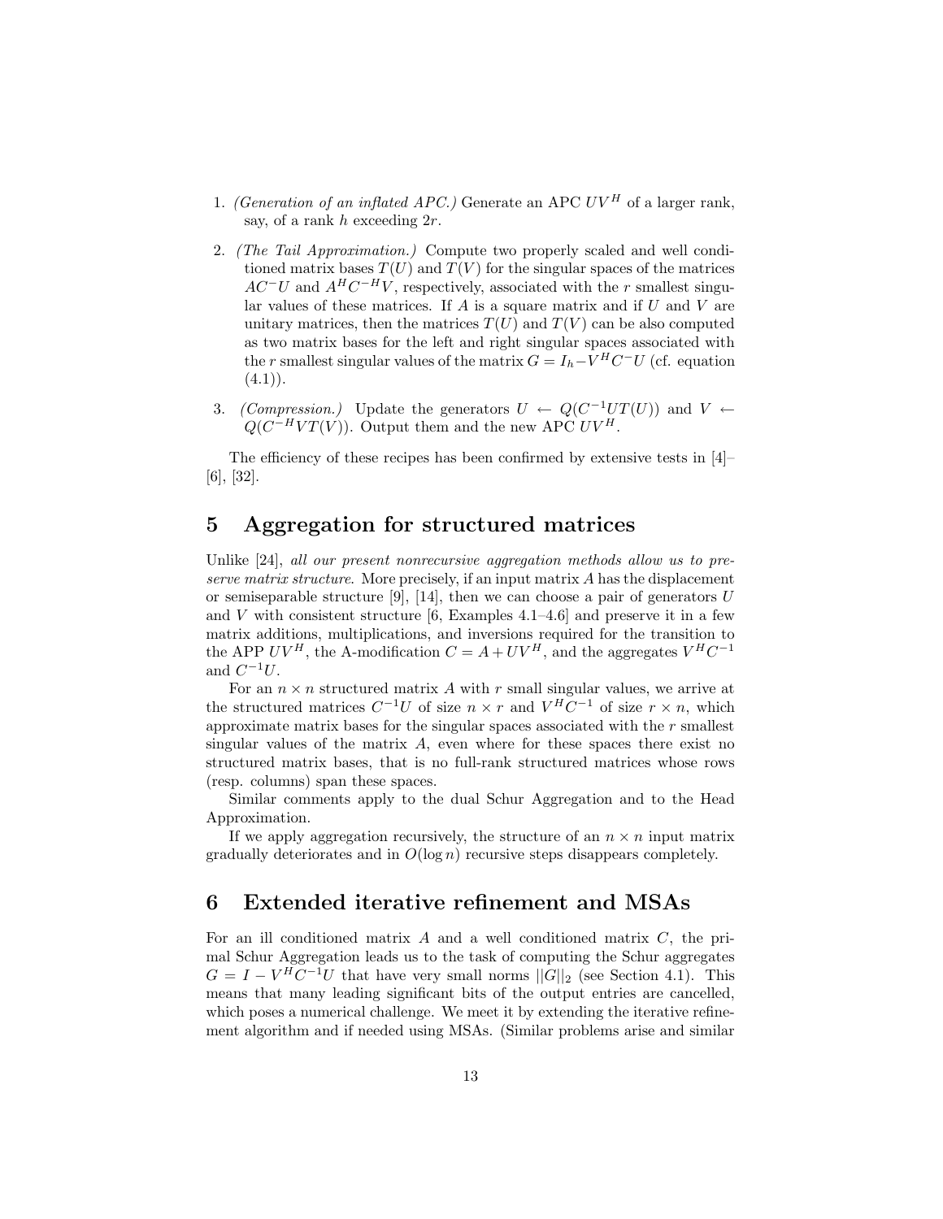1. *(Generation of an inflated APC.)* Generate an APC $UV^H$ of a larger rank, say, of a rank $h$ exceeding $2r$.

2. *(The Tail Approximation.)* Compute two properly scaled and well conditioned matrix bases $T(U)$ and $T(V)$ for the singular spaces of the matrices $AC^{-}U$ and $A^HC^{-H}V$, respectively, associated with the $r$ smallest singular values of these matrices. If $A$ is a square matrix and if $U$ and $V$ are unitary matrices, then the matrices $T(U)$ and $T(V)$ can be also computed as two matrix bases for the left and right singular spaces associated with the $r$ smallest singular values of the matrix $G = I_h - V^HC^{-}U$ (cf. equation (4.1)).

3. *(Compression.)* Update the generators $U \leftarrow Q(C^{-1}UT(U))$ and $V \leftarrow Q(C^{-H}VT(V))$. Output them and the new APC $UV^H$.

The efficiency of these recipes has been confirmed by extensive tests in [4]–[6], [32].

## 5 Aggregation for structured matrices

Unlike [24], *all our present nonrecursive aggregation methods allow us to preserve matrix structure*. More precisely, if an input matrix $A$ has the displacement or semiseparable structure [9], [14], then we can choose a pair of generators $U$ and $V$ with consistent structure [6, Examples 4.1–4.6] and preserve it in a few matrix additions, multiplications, and inversions required for the transition to the APP $UV^H$, the A-modification $C = A + UV^H$, and the aggregates $V^HC^{-1}$ and $C^{-1}U$.

For an $n \times n$ structured matrix $A$ with $r$ small singular values, we arrive at the structured matrices $C^{-1}U$ of size $n \times r$ and $V^HC^{-1}$ of size $r \times n$, which approximate matrix bases for the singular spaces associated with the $r$ smallest singular values of the matrix $A$, even where for these spaces there exist no structured matrix bases, that is no full-rank structured matrices whose rows (resp. columns) span these spaces.

Similar comments apply to the dual Schur Aggregation and to the Head Approximation.

If we apply aggregation recursively, the structure of an $n \times n$ input matrix gradually deteriorates and in $O(\log n)$ recursive steps disappears completely.

## 6 Extended iterative refinement and MSAs

For an ill conditioned matrix $A$ and a well conditioned matrix $C$, the primal Schur Aggregation leads us to the task of computing the Schur aggregates $G = I - V^HC^{-1}U$ that have very small norms $||G||_2$ (see Section 4.1). This means that many leading significant bits of the output entries are cancelled, which poses a numerical challenge. We meet it by extending the iterative refinement algorithm and if needed using MSAs. (Similar problems arise and similar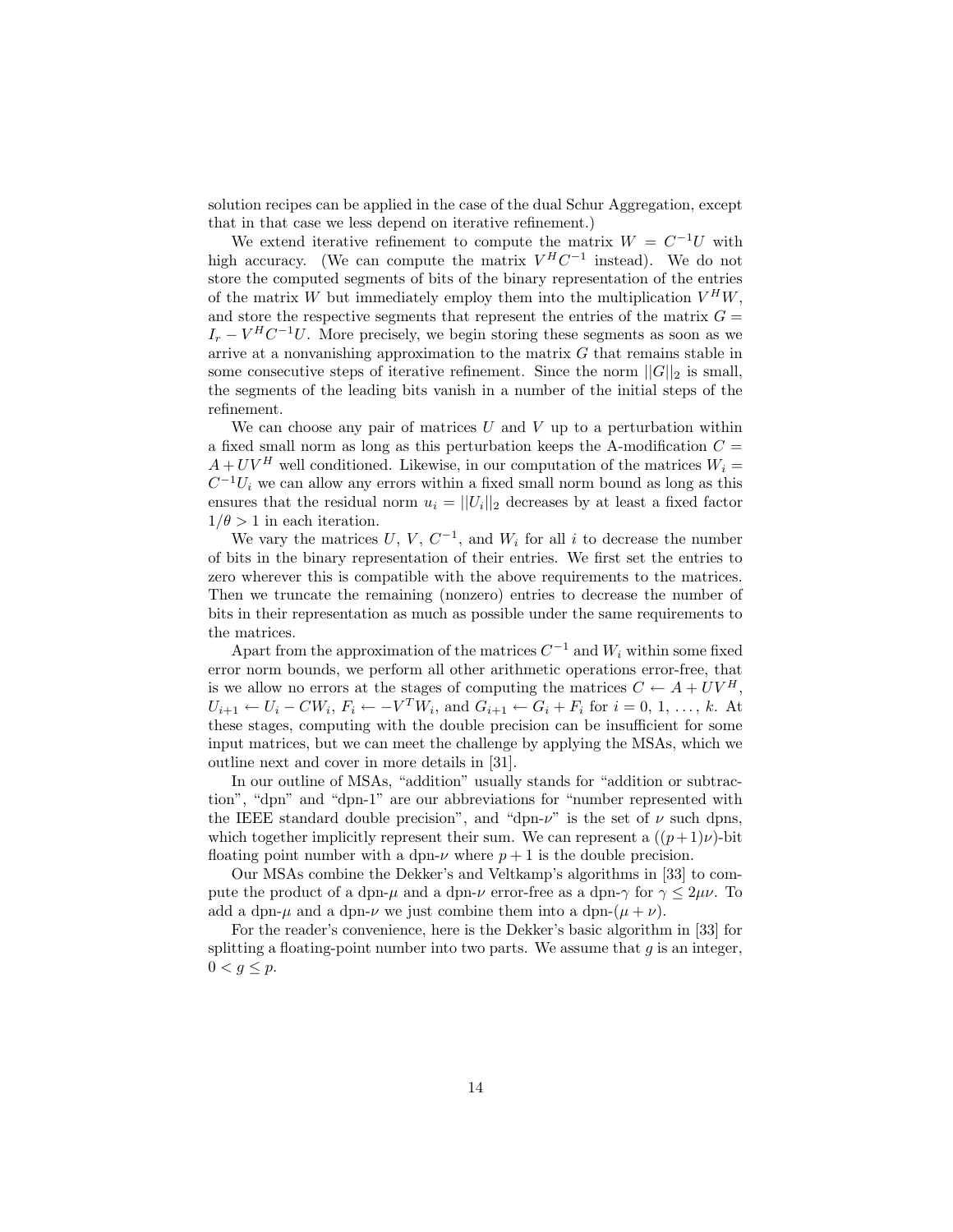solution recipes can be applied in the case of the dual Schur Aggregation, except that in that case we less depend on iterative refinement.)

We extend iterative refinement to compute the matrix $W = C^{-1}U$ with high accuracy. (We can compute the matrix $V^H C^{-1}$ instead). We do not store the computed segments of bits of the binary representation of the entries of the matrix $W$ but immediately employ them into the multiplication $V^H W$, and store the respective segments that represent the entries of the matrix $G = I_r - V^H C^{-1} U$. More precisely, we begin storing these segments as soon as we arrive at a nonvanishing approximation to the matrix $G$ that remains stable in some consecutive steps of iterative refinement. Since the norm $||G||_2$ is small, the segments of the leading bits vanish in a number of the initial steps of the refinement.

We can choose any pair of matrices $U$ and $V$ up to a perturbation within a fixed small norm as long as this perturbation keeps the A-modification $C = A + UV^H$ well conditioned. Likewise, in our computation of the matrices $W_i = C^{-1}U_i$ we can allow any errors within a fixed small norm bound as long as this ensures that the residual norm $u_i = ||U_i||_2$ decreases by at least a fixed factor $1/\theta > 1$ in each iteration.

We vary the matrices $U$, $V$, $C^{-1}$, and $W_i$ for all $i$ to decrease the number of bits in the binary representation of their entries. We first set the entries to zero wherever this is compatible with the above requirements to the matrices. Then we truncate the remaining (nonzero) entries to decrease the number of bits in their representation as much as possible under the same requirements to the matrices.

Apart from the approximation of the matrices $C^{-1}$ and $W_i$ within some fixed error norm bounds, we perform all other arithmetic operations error-free, that is we allow no errors at the stages of computing the matrices $C \leftarrow A + UV^H$, $U_{i+1} \leftarrow U_i - CW_i$, $F_i \leftarrow -V^T W_i$, and $G_{i+1} \leftarrow G_i + F_i$ for $i = 0, 1, \ldots, k$. At these stages, computing with the double precision can be insufficient for some input matrices, but we can meet the challenge by applying the MSAs, which we outline next and cover in more details in [31].

In our outline of MSAs, "addition" usually stands for "addition or subtraction", "dpn" and "dpn-1" are our abbreviations for "number represented with the IEEE standard double precision", and "dpn-$\nu$" is the set of $\nu$ such dpns, which together implicitly represent their sum. We can represent a $((p+1)\nu)$-bit floating point number with a dpn-$\nu$ where $p+1$ is the double precision.

Our MSAs combine the Dekker's and Veltkamp's algorithms in [33] to compute the product of a dpn-$\mu$ and a dpn-$\nu$ error-free as a dpn-$\gamma$ for $\gamma \leq 2\mu\nu$. To add a dpn-$\mu$ and a dpn-$\nu$ we just combine them into a dpn-$(\mu + \nu)$.

For the reader's convenience, here is the Dekker's basic algorithm in [33] for splitting a floating-point number into two parts. We assume that $g$ is an integer, $0 < g \leq p$.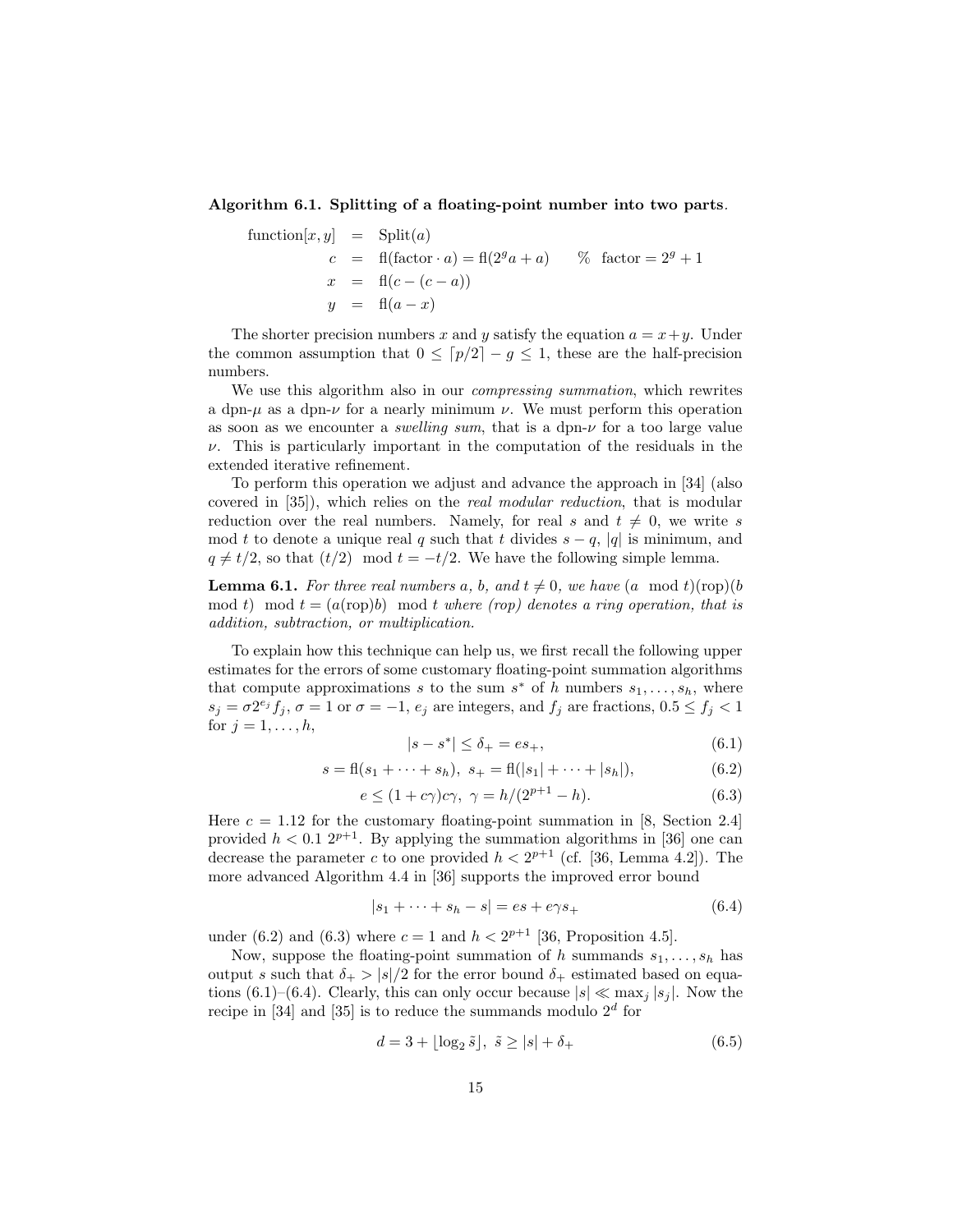**Algorithm 6.1. Splitting of a floating-point number into two parts**.

$$
\begin{aligned}
\text{function}[x, y] &= \text{Split}(a) \\
c &= \text{fl}(\text{factor} \cdot a) = \text{fl}(2^g a + a) \qquad \% \ \text{factor} = 2^g + 1 \\
x &= \text{fl}(c - (c - a)) \\
y &= \text{fl}(a - x)
\end{aligned}
$$

The shorter precision numbers $x$ and $y$ satisfy the equation $a = x + y$. Under the common assumption that $0 \leq \lceil p/2 \rceil - g \leq 1$, these are the half-precision numbers.

We use this algorithm also in our *compressing summation*, which rewrites a dpn-$\mu$ as a dpn-$\nu$ for a nearly minimum $\nu$. We must perform this operation as soon as we encounter a *swelling sum*, that is a dpn-$\nu$ for a too large value $\nu$. This is particularly important in the computation of the residuals in the extended iterative refinement.

To perform this operation we adjust and advance the approach in [34] (also covered in [35]), which relies on the *real modular reduction*, that is modular reduction over the real numbers. Namely, for real $s$ and $t \neq 0$, we write $s \mod t$ to denote a unique real $q$ such that $t$ divides $s - q$, $|q|$ is minimum, and $q \neq t/2$, so that $(t/2) \mod t = -t/2$. We have the following simple lemma.

**Lemma 6.1.** *For three real numbers $a$, $b$, and $t \neq 0$, we have $(a \mod t)(\text{rop})(b \mod t) \mod t = (a(\text{rop})b) \mod t$ where (rop) denotes a ring operation, that is addition, subtraction, or multiplication.*

To explain how this technique can help us, we first recall the following upper estimates for the errors of some customary floating-point summation algorithms that compute approximations $s$ to the sum $s^*$ of $h$ numbers $s_1, \ldots, s_h$, where $s_j = \sigma 2^{e_j} f_j$, $\sigma = 1$ or $\sigma = -1$, $e_j$ are integers, and $f_j$ are fractions, $0.5 \leq f_j < 1$ for $j = 1, \ldots, h$,

$$|s - s^*| \leq \delta_+ = e s_+, \tag{6.1}$$

$$s = \text{fl}(s_1 + \cdots + s_h), \ s_+ = \text{fl}(|s_1| + \cdots + |s_h|), \tag{6.2}$$

$$e \leq (1 + c\gamma)c\gamma, \ \gamma = h/(2^{p+1} - h). \tag{6.3}$$

Here $c = 1.12$ for the customary floating-point summation in [8, Section 2.4] provided $h < 0.1 \ 2^{p+1}$. By applying the summation algorithms in [36] one can decrease the parameter $c$ to one provided $h < 2^{p+1}$ (cf. [36, Lemma 4.2]). The more advanced Algorithm 4.4 in [36] supports the improved error bound

$$|s_1 + \cdots + s_h - s| = es + e\gamma s_+ \tag{6.4}$$

under (6.2) and (6.3) where $c = 1$ and $h < 2^{p+1}$ [36, Proposition 4.5].

Now, suppose the floating-point summation of $h$ summands $s_1, \ldots, s_h$ has output $s$ such that $\delta_+ > |s|/2$ for the error bound $\delta_+$ estimated based on equations (6.1)–(6.4). Clearly, this can only occur because $|s| \ll \max_j |s_j|$. Now the recipe in [34] and [35] is to reduce the summands modulo $2^d$ for

$$d = 3 + \lfloor \log_2 \tilde{s} \rfloor, \ \tilde{s} \geq |s| + \delta_+ \tag{6.5}$$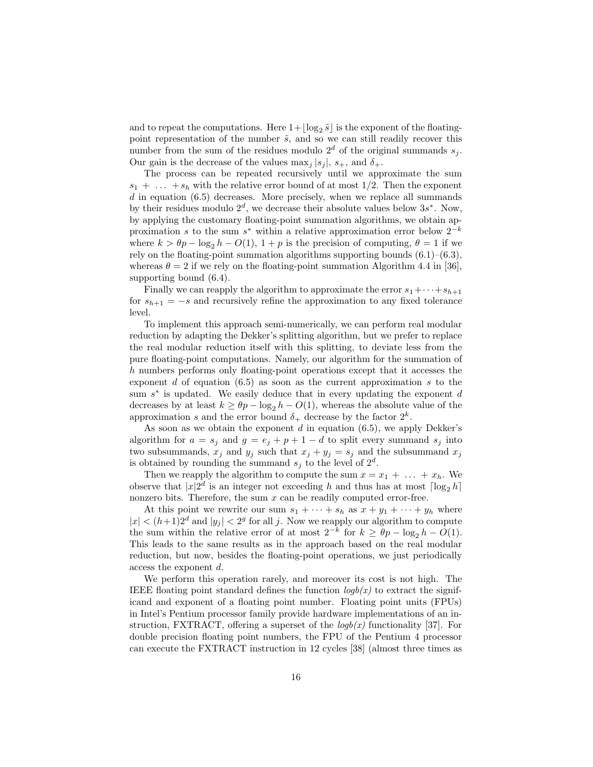and to repeat the computations. Here $1+\lfloor \log_2 \tilde{s} \rfloor$ is the exponent of the floating-point representation of the number $\tilde{s}$, and so we can still readily recover this number from the sum of the residues modulo $2^d$ of the original summands $s_j$. Our gain is the decrease of the values $\max_j |s_j|$, $s_+$, and $\delta_+$.

The process can be repeated recursively until we approximate the sum $s_1 + \ldots + s_h$ with the relative error bound of at most 1/2. Then the exponent $d$ in equation (6.5) decreases. More precisely, when we replace all summands by their residues modulo $2^d$, we decrease their absolute values below $3s^*$. Now, by applying the customary floating-point summation algorithms, we obtain approximation $s$ to the sum $s^*$ within a relative approximation error below $2^{-k}$ where $k > \theta p - \log_2 h - O(1)$, $1 + p$ is the precision of computing, $\theta = 1$ if we rely on the floating-point summation algorithms supporting bounds (6.1)–(6.3), whereas $\theta = 2$ if we rely on the floating-point summation Algorithm 4.4 in [36], supporting bound (6.4).

Finally we can reapply the algorithm to approximate the error $s_1 + \cdots + s_{h+1}$ for $s_{h+1} = -s$ and recursively refine the approximation to any fixed tolerance level.

To implement this approach semi-numerically, we can perform real modular reduction by adapting the Dekker's splitting algorithm, but we prefer to replace the real modular reduction itself with this splitting, to deviate less from the pure floating-point computations. Namely, our algorithm for the summation of $h$ numbers performs only floating-point operations except that it accesses the exponent $d$ of equation (6.5) as soon as the current approximation $s$ to the sum $s^*$ is updated. We easily deduce that in every updating the exponent $d$ decreases by at least $k \geq \theta p - \log_2 h - O(1)$, whereas the absolute value of the approximation $s$ and the error bound $\delta_+$ decrease by the factor $2^k$.

As soon as we obtain the exponent $d$ in equation (6.5), we apply Dekker's algorithm for $a = s_j$ and $g = e_j + p + 1 - d$ to split every summand $s_j$ into two subsummands, $x_j$ and $y_j$ such that $x_j + y_j = s_j$ and the subsummand $x_j$ is obtained by rounding the summand $s_j$ to the level of $2^d$.

Then we reapply the algorithm to compute the sum $x = x_1 + \ldots + x_h$. We observe that $|x|2^d$ is an integer not exceeding $h$ and thus has at most $\lceil \log_2 h \rceil$ nonzero bits. Therefore, the sum $x$ can be readily computed error-free.

At this point we rewrite our sum $s_1 + \cdots + s_h$ as $x + y_1 + \cdots + y_h$ where $|x| < (h+1)2^d$ and $|y_j| < 2^g$ for all $j$. Now we reapply our algorithm to compute the sum within the relative error of at most $2^{-k}$ for $k \geq \theta p - \log_2 h - O(1)$. This leads to the same results as in the approach based on the real modular reduction, but now, besides the floating-point operations, we just periodically access the exponent $d$.

We perform this operation rarely, and moreover its cost is not high. The IEEE floating point standard defines the function *logb(x)* to extract the significand and exponent of a floating point number. Floating point units (FPUs) in Intel's Pentium processor family provide hardware implementations of an instruction, FXTRACT, offering a superset of the *logb(x)* functionality [37]. For double precision floating point numbers, the FPU of the Pentium 4 processor can execute the FXTRACT instruction in 12 cycles [38] (almost three times as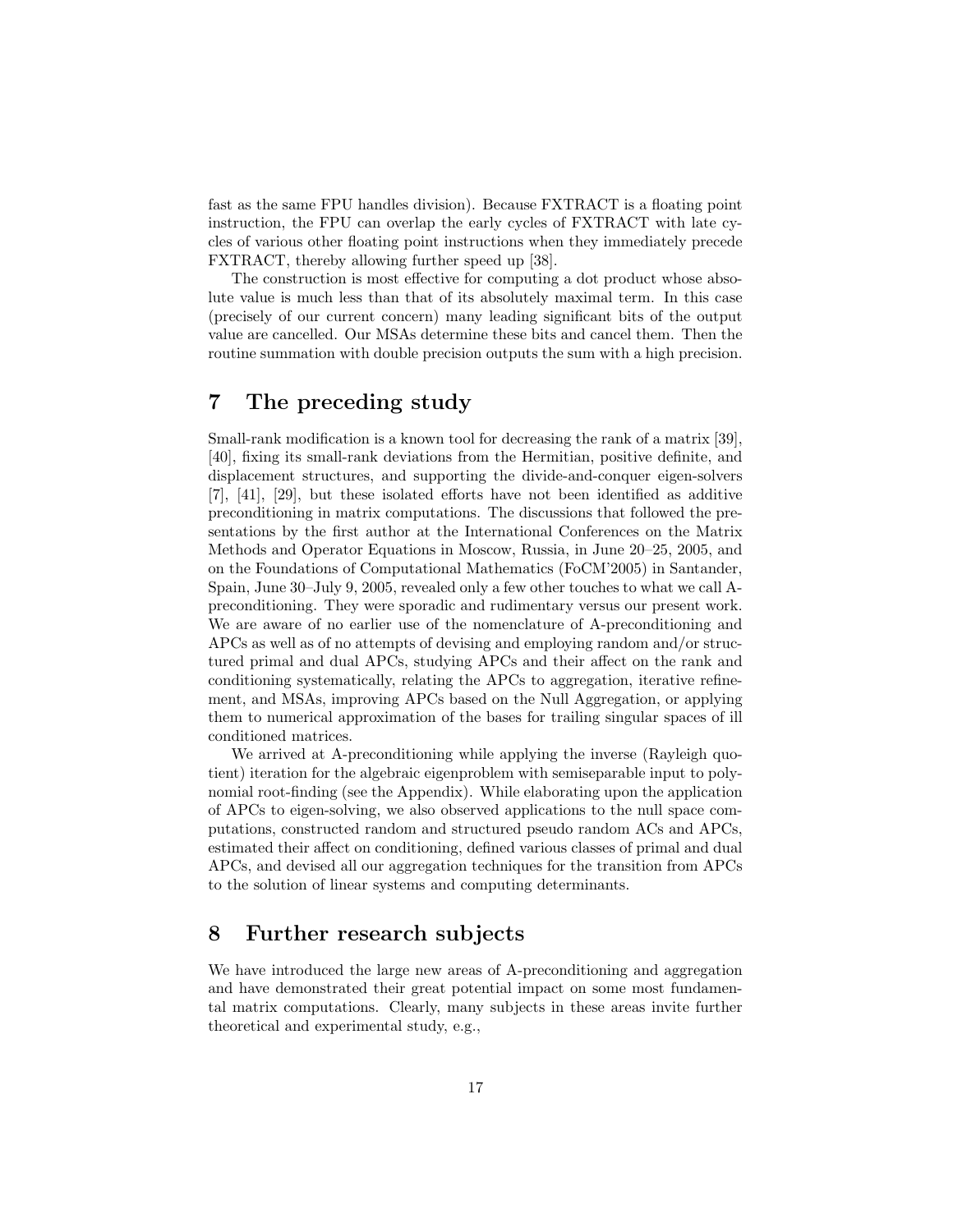fast as the same FPU handles division). Because FXTRACT is a floating point instruction, the FPU can overlap the early cycles of FXTRACT with late cycles of various other floating point instructions when they immediately precede FXTRACT, thereby allowing further speed up [38].

The construction is most effective for computing a dot product whose absolute value is much less than that of its absolutely maximal term. In this case (precisely of our current concern) many leading significant bits of the output value are cancelled. Our MSAs determine these bits and cancel them. Then the routine summation with double precision outputs the sum with a high precision.

# 7 The preceding study

Small-rank modification is a known tool for decreasing the rank of a matrix [39], [40], fixing its small-rank deviations from the Hermitian, positive definite, and displacement structures, and supporting the divide-and-conquer eigen-solvers [7], [41], [29], but these isolated efforts have not been identified as additive preconditioning in matrix computations. The discussions that followed the presentations by the first author at the International Conferences on the Matrix Methods and Operator Equations in Moscow, Russia, in June 20–25, 2005, and on the Foundations of Computational Mathematics (FoCM'2005) in Santander, Spain, June 30–July 9, 2005, revealed only a few other touches to what we call A-preconditioning. They were sporadic and rudimentary versus our present work. We are aware of no earlier use of the nomenclature of A-preconditioning and APCs as well as of no attempts of devising and employing random and/or structured primal and dual APCs, studying APCs and their affect on the rank and conditioning systematically, relating the APCs to aggregation, iterative refinement, and MSAs, improving APCs based on the Null Aggregation, or applying them to numerical approximation of the bases for trailing singular spaces of ill conditioned matrices.

We arrived at A-preconditioning while applying the inverse (Rayleigh quotient) iteration for the algebraic eigenproblem with semiseparable input to polynomial root-finding (see the Appendix). While elaborating upon the application of APCs to eigen-solving, we also observed applications to the null space computations, constructed random and structured pseudo random ACs and APCs, estimated their affect on conditioning, defined various classes of primal and dual APCs, and devised all our aggregation techniques for the transition from APCs to the solution of linear systems and computing determinants.

# 8 Further research subjects

We have introduced the large new areas of A-preconditioning and aggregation and have demonstrated their great potential impact on some most fundamental matrix computations. Clearly, many subjects in these areas invite further theoretical and experimental study, e.g.,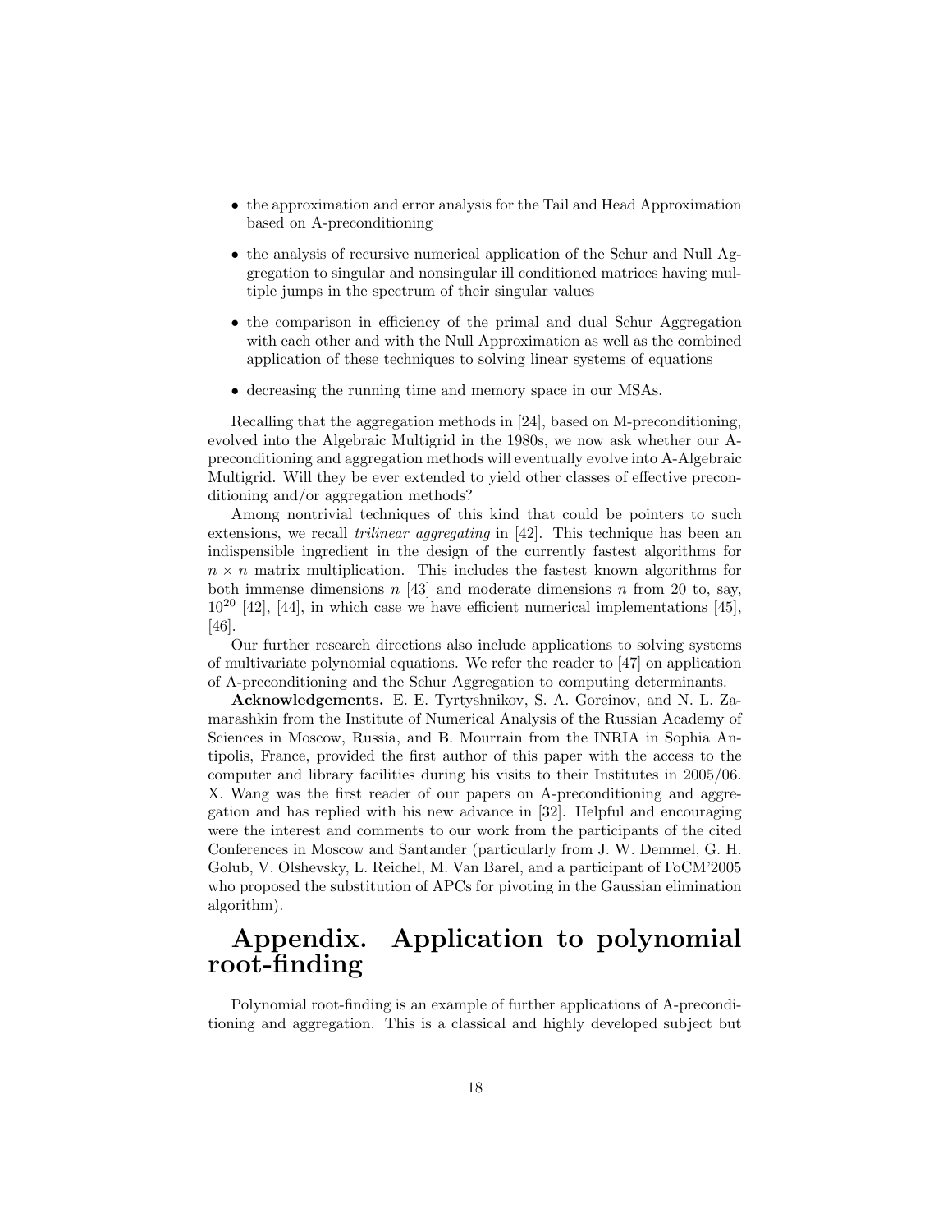- the approximation and error analysis for the Tail and Head Approximation based on A-preconditioning
- the analysis of recursive numerical application of the Schur and Null Aggregation to singular and nonsingular ill conditioned matrices having multiple jumps in the spectrum of their singular values
- the comparison in efficiency of the primal and dual Schur Aggregation with each other and with the Null Approximation as well as the combined application of these techniques to solving linear systems of equations
- decreasing the running time and memory space in our MSAs.

Recalling that the aggregation methods in [24], based on M-preconditioning, evolved into the Algebraic Multigrid in the 1980s, we now ask whether our A-preconditioning and aggregation methods will eventually evolve into A-Algebraic Multigrid. Will they be ever extended to yield other classes of effective preconditioning and/or aggregation methods?

Among nontrivial techniques of this kind that could be pointers to such extensions, we recall *trilinear aggregating* in [42]. This technique has been an indispensible ingredient in the design of the currently fastest algorithms for $n \times n$ matrix multiplication. This includes the fastest known algorithms for both immense dimensions $n$ [43] and moderate dimensions $n$ from 20 to, say, $10^{20}$ [42], [44], in which case we have efficient numerical implementations [45], [46].

Our further research directions also include applications to solving systems of multivariate polynomial equations. We refer the reader to [47] on application of A-preconditioning and the Schur Aggregation to computing determinants.

**Acknowledgements.** E. E. Tyrtyshnikov, S. A. Goreinov, and N. L. Zamarashkin from the Institute of Numerical Analysis of the Russian Academy of Sciences in Moscow, Russia, and B. Mourrain from the INRIA in Sophia Antipolis, France, provided the first author of this paper with the access to the computer and library facilities during his visits to their Institutes in 2005/06. X. Wang was the first reader of our papers on A-preconditioning and aggregation and has replied with his new advance in [32]. Helpful and encouraging were the interest and comments to our work from the participants of the cited Conferences in Moscow and Santander (particularly from J. W. Demmel, G. H. Golub, V. Olshevsky, L. Reichel, M. Van Barel, and a participant of FoCM'2005 who proposed the substitution of APCs for pivoting in the Gaussian elimination algorithm).

# Appendix. Application to polynomial root-finding

Polynomial root-finding is an example of further applications of A-preconditioning and aggregation. This is a classical and highly developed subject but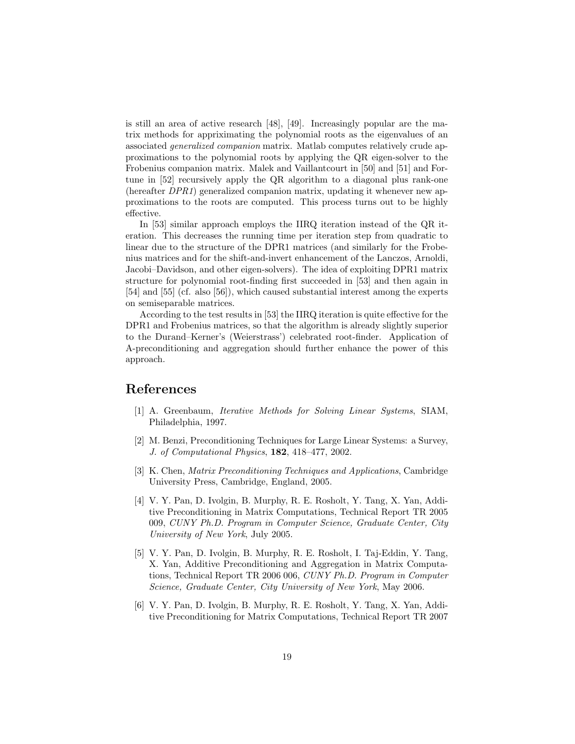is still an area of active research [48], [49]. Increasingly popular are the matrix methods for apprixmating the polynomial roots as the eigenvalues of an associated *generalized companion* matrix. Matlab computes relatively crude approximations to the polynomial roots by applying the QR eigen-solver to the Frobenius companion matrix. Malek and Vaillantcourt in [50] and [51] and Fortune in [52] recursively apply the QR algorithm to a diagonal plus rank-one (hereafter *DPR1*) generalized companion matrix, updating it whenever new approximations to the roots are computed. This process turns out to be highly effective.

In [53] similar approach employs the IIRQ iteration instead of the QR iteration. This decreases the running time per iteration step from quadratic to linear due to the structure of the DPR1 matrices (and similarly for the Frobenius matrices and for the shift-and-invert enhancement of the Lanczos, Arnoldi, Jacobi–Davidson, and other eigen-solvers). The idea of exploiting DPR1 matrix structure for polynomial root-finding first succeeded in [53] and then again in [54] and [55] (cf. also [56]), which caused substantial interest among the experts on semiseparable matrices.

According to the test results in [53] the IIRQ iteration is quite effective for the DPR1 and Frobenius matrices, so that the algorithm is already slightly superior to the Durand–Kerner's (Weierstrass') celebrated root-finder. Application of A-preconditioning and aggregation should further enhance the power of this approach.

# References

[1] A. Greenbaum, *Iterative Methods for Solving Linear Systems*, SIAM, Philadelphia, 1997.

[2] M. Benzi, Preconditioning Techniques for Large Linear Systems: a Survey, *J. of Computational Physics*, **182**, 418–477, 2002.

[3] K. Chen, *Matrix Preconditioning Techniques and Applications*, Cambridge University Press, Cambridge, England, 2005.

[4] V. Y. Pan, D. Ivolgin, B. Murphy, R. E. Rosholt, Y. Tang, X. Yan, Additive Preconditioning in Matrix Computations, Technical Report TR 2005 009, *CUNY Ph.D. Program in Computer Science, Graduate Center, City University of New York*, July 2005.

[5] V. Y. Pan, D. Ivolgin, B. Murphy, R. E. Rosholt, I. Taj-Eddin, Y. Tang, X. Yan, Additive Preconditioning and Aggregation in Matrix Computations, Technical Report TR 2006 006, *CUNY Ph.D. Program in Computer Science, Graduate Center, City University of New York*, May 2006.

[6] V. Y. Pan, D. Ivolgin, B. Murphy, R. E. Rosholt, Y. Tang, X. Yan, Additive Preconditioning for Matrix Computations, Technical Report TR 2007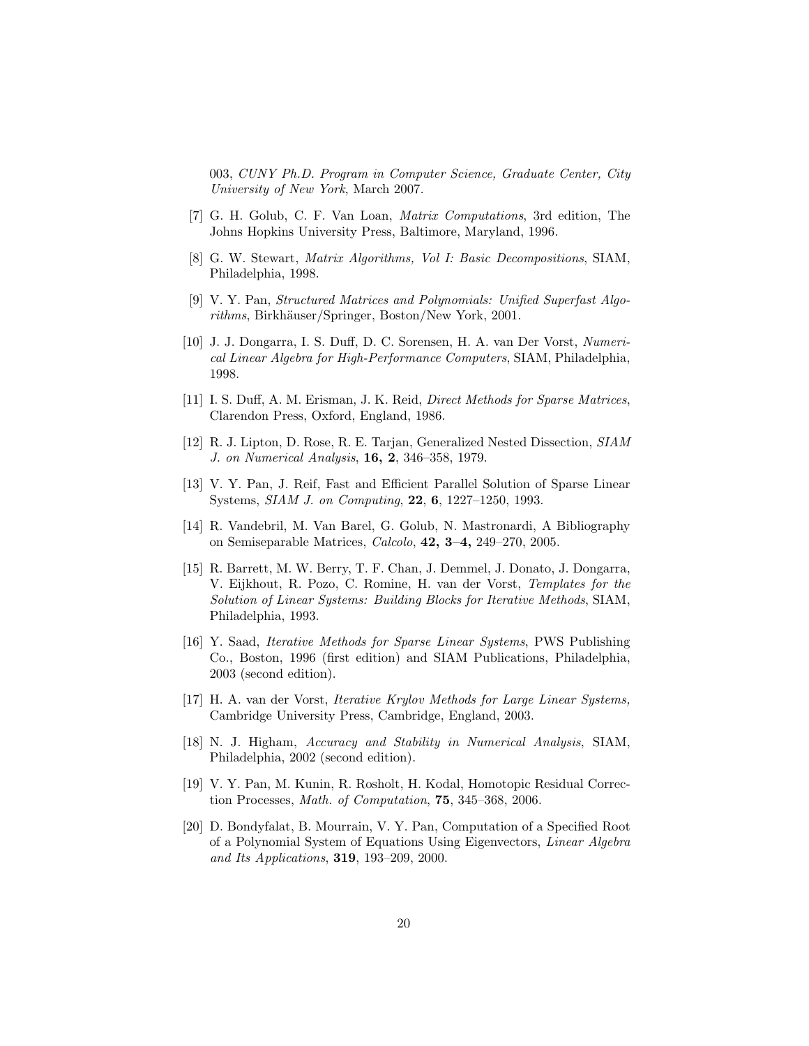003, *CUNY Ph.D. Program in Computer Science, Graduate Center, City University of New York*, March 2007.

[7] G. H. Golub, C. F. Van Loan, *Matrix Computations*, 3rd edition, The Johns Hopkins University Press, Baltimore, Maryland, 1996.

[8] G. W. Stewart, *Matrix Algorithms, Vol I: Basic Decompositions*, SIAM, Philadelphia, 1998.

[9] V. Y. Pan, *Structured Matrices and Polynomials: Unified Superfast Algorithms*, Birkhäuser/Springer, Boston/New York, 2001.

[10] J. J. Dongarra, I. S. Duff, D. C. Sorensen, H. A. van Der Vorst, *Numerical Linear Algebra for High-Performance Computers*, SIAM, Philadelphia, 1998.

[11] I. S. Duff, A. M. Erisman, J. K. Reid, *Direct Methods for Sparse Matrices*, Clarendon Press, Oxford, England, 1986.

[12] R. J. Lipton, D. Rose, R. E. Tarjan, Generalized Nested Dissection, *SIAM J. on Numerical Analysis*, **16, 2**, 346–358, 1979.

[13] V. Y. Pan, J. Reif, Fast and Efficient Parallel Solution of Sparse Linear Systems, *SIAM J. on Computing*, **22**, **6**, 1227–1250, 1993.

[14] R. Vandebril, M. Van Barel, G. Golub, N. Mastronardi, A Bibliography on Semiseparable Matrices, *Calcolo*, **42, 3–4,** 249–270, 2005.

[15] R. Barrett, M. W. Berry, T. F. Chan, J. Demmel, J. Donato, J. Dongarra, V. Eijkhout, R. Pozo, C. Romine, H. van der Vorst, *Templates for the Solution of Linear Systems: Building Blocks for Iterative Methods*, SIAM, Philadelphia, 1993.

[16] Y. Saad, *Iterative Methods for Sparse Linear Systems*, PWS Publishing Co., Boston, 1996 (first edition) and SIAM Publications, Philadelphia, 2003 (second edition).

[17] H. A. van der Vorst, *Iterative Krylov Methods for Large Linear Systems,* Cambridge University Press, Cambridge, England, 2003.

[18] N. J. Higham, *Accuracy and Stability in Numerical Analysis*, SIAM, Philadelphia, 2002 (second edition).

[19] V. Y. Pan, M. Kunin, R. Rosholt, H. Kodal, Homotopic Residual Correction Processes, *Math. of Computation*, **75**, 345–368, 2006.

[20] D. Bondyfalat, B. Mourrain, V. Y. Pan, Computation of a Specified Root of a Polynomial System of Equations Using Eigenvectors, *Linear Algebra and Its Applications*, **319**, 193–209, 2000.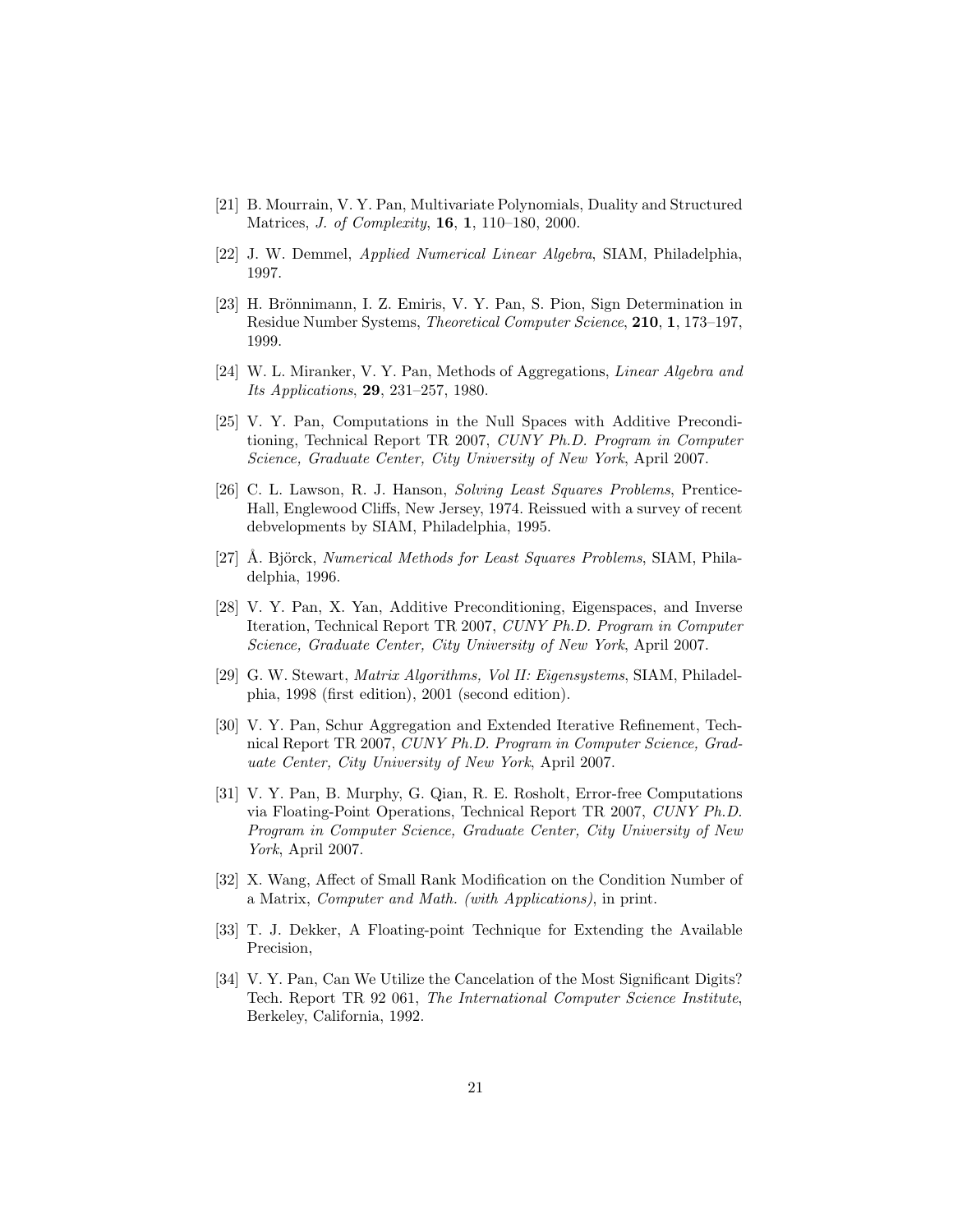[21] B. Mourrain, V. Y. Pan, Multivariate Polynomials, Duality and Structured Matrices, *J. of Complexity*, **16**, **1**, 110–180, 2000.

[22] J. W. Demmel, *Applied Numerical Linear Algebra*, SIAM, Philadelphia, 1997.

[23] H. Brönnimann, I. Z. Emiris, V. Y. Pan, S. Pion, Sign Determination in Residue Number Systems, *Theoretical Computer Science*, **210**, **1**, 173–197, 1999.

[24] W. L. Miranker, V. Y. Pan, Methods of Aggregations, *Linear Algebra and Its Applications*, **29**, 231–257, 1980.

[25] V. Y. Pan, Computations in the Null Spaces with Additive Preconditioning, Technical Report TR 2007, *CUNY Ph.D. Program in Computer Science, Graduate Center, City University of New York*, April 2007.

[26] C. L. Lawson, R. J. Hanson, *Solving Least Squares Problems*, Prentice-Hall, Englewood Cliffs, New Jersey, 1974. Reissued with a survey of recent debvelopments by SIAM, Philadelphia, 1995.

[27] Å. Björck, *Numerical Methods for Least Squares Problems*, SIAM, Philadelphia, 1996.

[28] V. Y. Pan, X. Yan, Additive Preconditioning, Eigenspaces, and Inverse Iteration, Technical Report TR 2007, *CUNY Ph.D. Program in Computer Science, Graduate Center, City University of New York*, April 2007.

[29] G. W. Stewart, *Matrix Algorithms, Vol II: Eigensystems*, SIAM, Philadelphia, 1998 (first edition), 2001 (second edition).

[30] V. Y. Pan, Schur Aggregation and Extended Iterative Refinement, Technical Report TR 2007, *CUNY Ph.D. Program in Computer Science, Graduate Center, City University of New York*, April 2007.

[31] V. Y. Pan, B. Murphy, G. Qian, R. E. Rosholt, Error-free Computations via Floating-Point Operations, Technical Report TR 2007, *CUNY Ph.D. Program in Computer Science, Graduate Center, City University of New York*, April 2007.

[32] X. Wang, Affect of Small Rank Modification on the Condition Number of a Matrix, *Computer and Math. (with Applications)*, in print.

[33] T. J. Dekker, A Floating-point Technique for Extending the Available Precision,

[34] V. Y. Pan, Can We Utilize the Cancelation of the Most Significant Digits? Tech. Report TR 92 061, *The International Computer Science Institute*, Berkeley, California, 1992.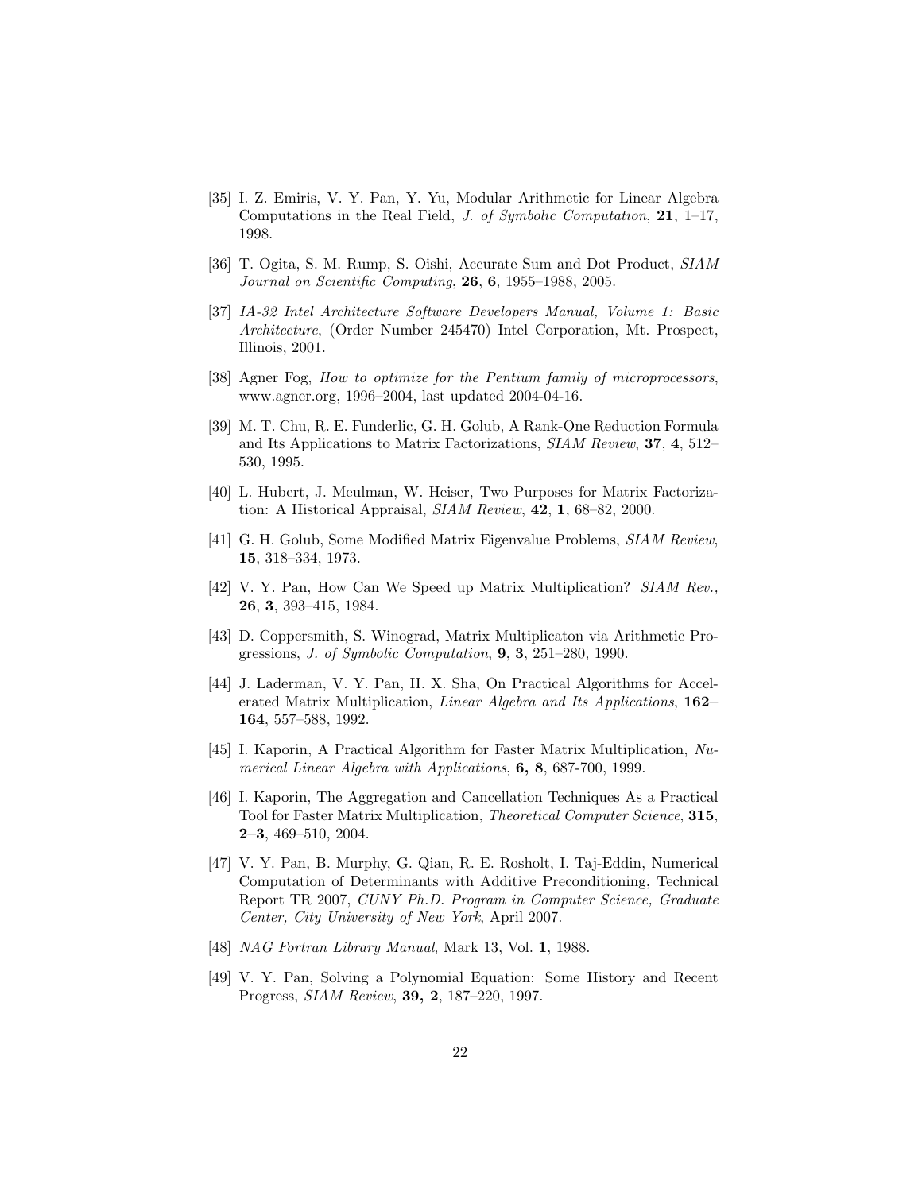[35] I. Z. Emiris, V. Y. Pan, Y. Yu, Modular Arithmetic for Linear Algebra Computations in the Real Field, *J. of Symbolic Computation*, **21**, 1–17, 1998.

[36] T. Ogita, S. M. Rump, S. Oishi, Accurate Sum and Dot Product, *SIAM Journal on Scientific Computing*, **26**, **6**, 1955–1988, 2005.

[37] *IA-32 Intel Architecture Software Developers Manual, Volume 1: Basic Architecture*, (Order Number 245470) Intel Corporation, Mt. Prospect, Illinois, 2001.

[38] Agner Fog, *How to optimize for the Pentium family of microprocessors*, www.agner.org, 1996–2004, last updated 2004-04-16.

[39] M. T. Chu, R. E. Funderlic, G. H. Golub, A Rank-One Reduction Formula and Its Applications to Matrix Factorizations, *SIAM Review*, **37**, **4**, 512–530, 1995.

[40] L. Hubert, J. Meulman, W. Heiser, Two Purposes for Matrix Factorization: A Historical Appraisal, *SIAM Review*, **42**, **1**, 68–82, 2000.

[41] G. H. Golub, Some Modified Matrix Eigenvalue Problems, *SIAM Review*, **15**, 318–334, 1973.

[42] V. Y. Pan, How Can We Speed up Matrix Multiplication? *SIAM Rev.,* **26**, **3**, 393–415, 1984.

[43] D. Coppersmith, S. Winograd, Matrix Multiplicaton via Arithmetic Progressions, *J. of Symbolic Computation*, **9**, **3**, 251–280, 1990.

[44] J. Laderman, V. Y. Pan, H. X. Sha, On Practical Algorithms for Accelerated Matrix Multiplication, *Linear Algebra and Its Applications*, **162–164**, 557–588, 1992.

[45] I. Kaporin, A Practical Algorithm for Faster Matrix Multiplication, *Numerical Linear Algebra with Applications*, **6, 8**, 687-700, 1999.

[46] I. Kaporin, The Aggregation and Cancellation Techniques As a Practical Tool for Faster Matrix Multiplication, *Theoretical Computer Science*, **315**, **2–3**, 469–510, 2004.

[47] V. Y. Pan, B. Murphy, G. Qian, R. E. Rosholt, I. Taj-Eddin, Numerical Computation of Determinants with Additive Preconditioning, Technical Report TR 2007, *CUNY Ph.D. Program in Computer Science, Graduate Center, City University of New York*, April 2007.

[48] *NAG Fortran Library Manual*, Mark 13, Vol. **1**, 1988.

[49] V. Y. Pan, Solving a Polynomial Equation: Some History and Recent Progress, *SIAM Review*, **39, 2**, 187–220, 1997.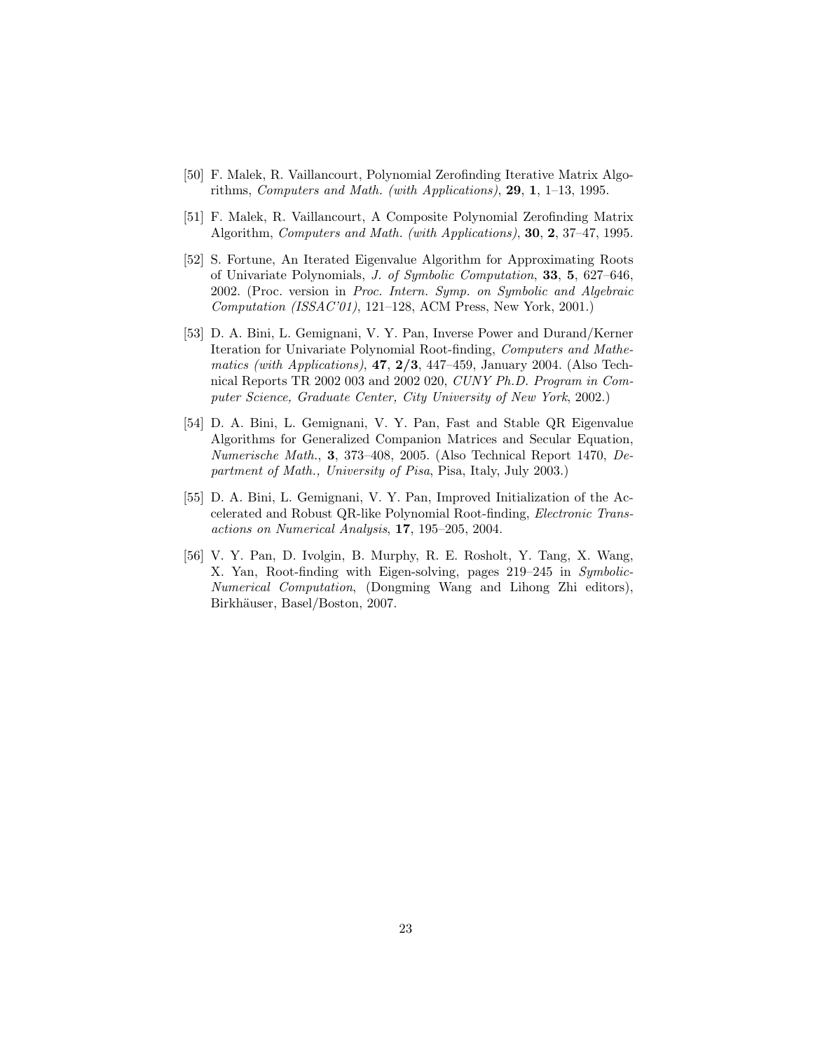[50] F. Malek, R. Vaillancourt, Polynomial Zerofinding Iterative Matrix Algorithms, *Computers and Math. (with Applications)*, **29**, **1**, 1–13, 1995.

[51] F. Malek, R. Vaillancourt, A Composite Polynomial Zerofinding Matrix Algorithm, *Computers and Math. (with Applications)*, **30**, **2**, 37–47, 1995.

[52] S. Fortune, An Iterated Eigenvalue Algorithm for Approximating Roots of Univariate Polynomials, *J. of Symbolic Computation*, **33**, **5**, 627–646, 2002. (Proc. version in *Proc. Intern. Symp. on Symbolic and Algebraic Computation (ISSAC'01)*, 121–128, ACM Press, New York, 2001.)

[53] D. A. Bini, L. Gemignani, V. Y. Pan, Inverse Power and Durand/Kerner Iteration for Univariate Polynomial Root-finding, *Computers and Mathematics (with Applications)*, **47**, **2/3**, 447–459, January 2004. (Also Technical Reports TR 2002 003 and 2002 020, *CUNY Ph.D. Program in Computer Science, Graduate Center, City University of New York*, 2002.)

[54] D. A. Bini, L. Gemignani, V. Y. Pan, Fast and Stable QR Eigenvalue Algorithms for Generalized Companion Matrices and Secular Equation, *Numerische Math.*, **3**, 373–408, 2005. (Also Technical Report 1470, *Department of Math., University of Pisa*, Pisa, Italy, July 2003.)

[55] D. A. Bini, L. Gemignani, V. Y. Pan, Improved Initialization of the Accelerated and Robust QR-like Polynomial Root-finding, *Electronic Transactions on Numerical Analysis*, **17**, 195–205, 2004.

[56] V. Y. Pan, D. Ivolgin, B. Murphy, R. E. Rosholt, Y. Tang, X. Wang, X. Yan, Root-finding with Eigen-solving, pages 219–245 in *Symbolic-Numerical Computation*, (Dongming Wang and Lihong Zhi editors), Birkhäuser, Basel/Boston, 2007.